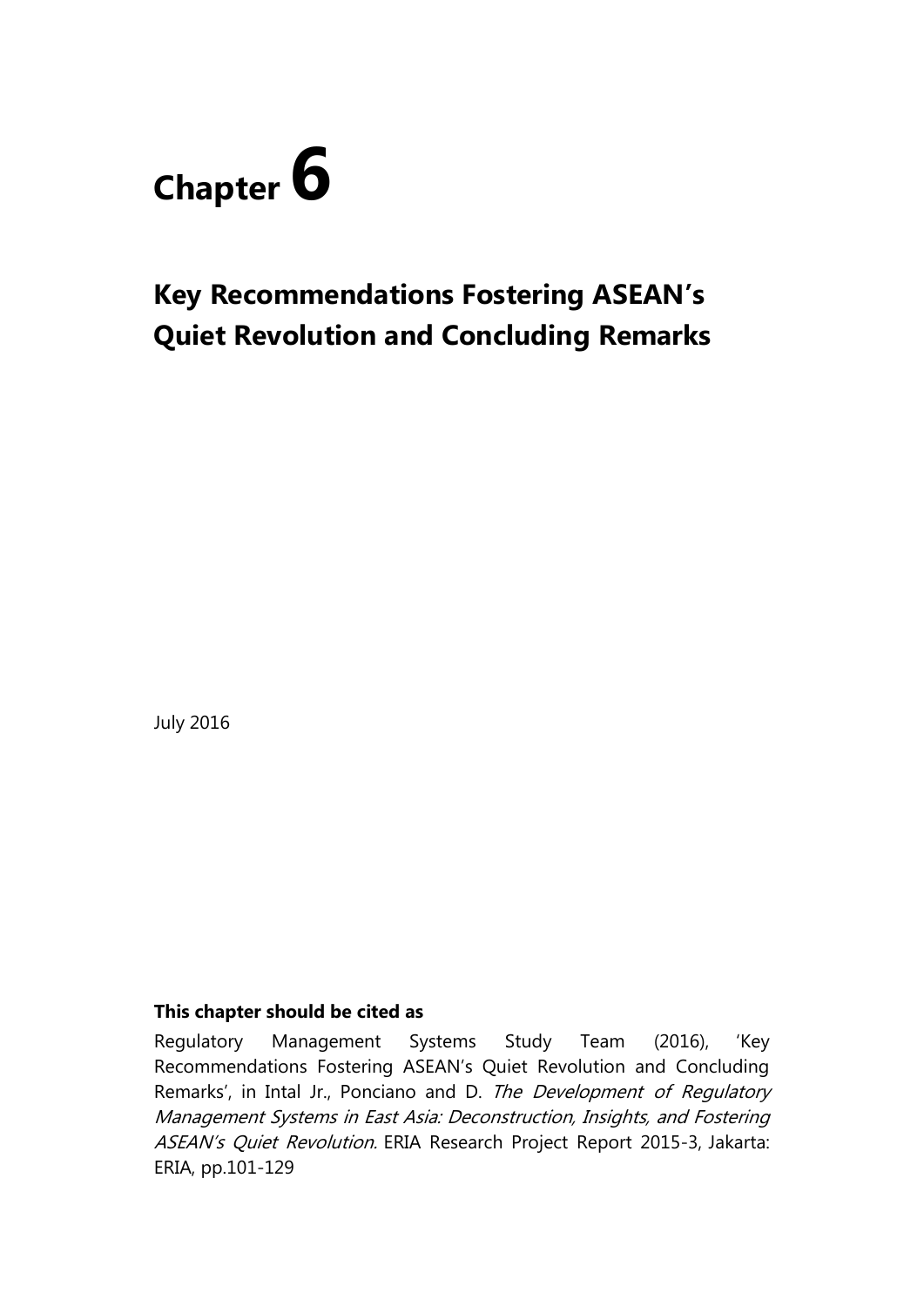# Chapter 6

## Key Recommendations Fostering ASEAN's Quiet Revolution and Concluding Remarks

July 2016

**This chapter should be cited as**

Regulatory Management Systems Study Team (2016), 'Key Recommendations Fostering ASEAN's Quiet Revolution and Concluding Remarks', in Intal Jr., Ponciano and D. *The Development of Regulatory Management Systems in East Asia: Deconstruction, Insights, and Fostering ASEAN's Quiet Revolution*. ERIA Research Project Report 2015-3, Jakarta: ERIA, pp.101-129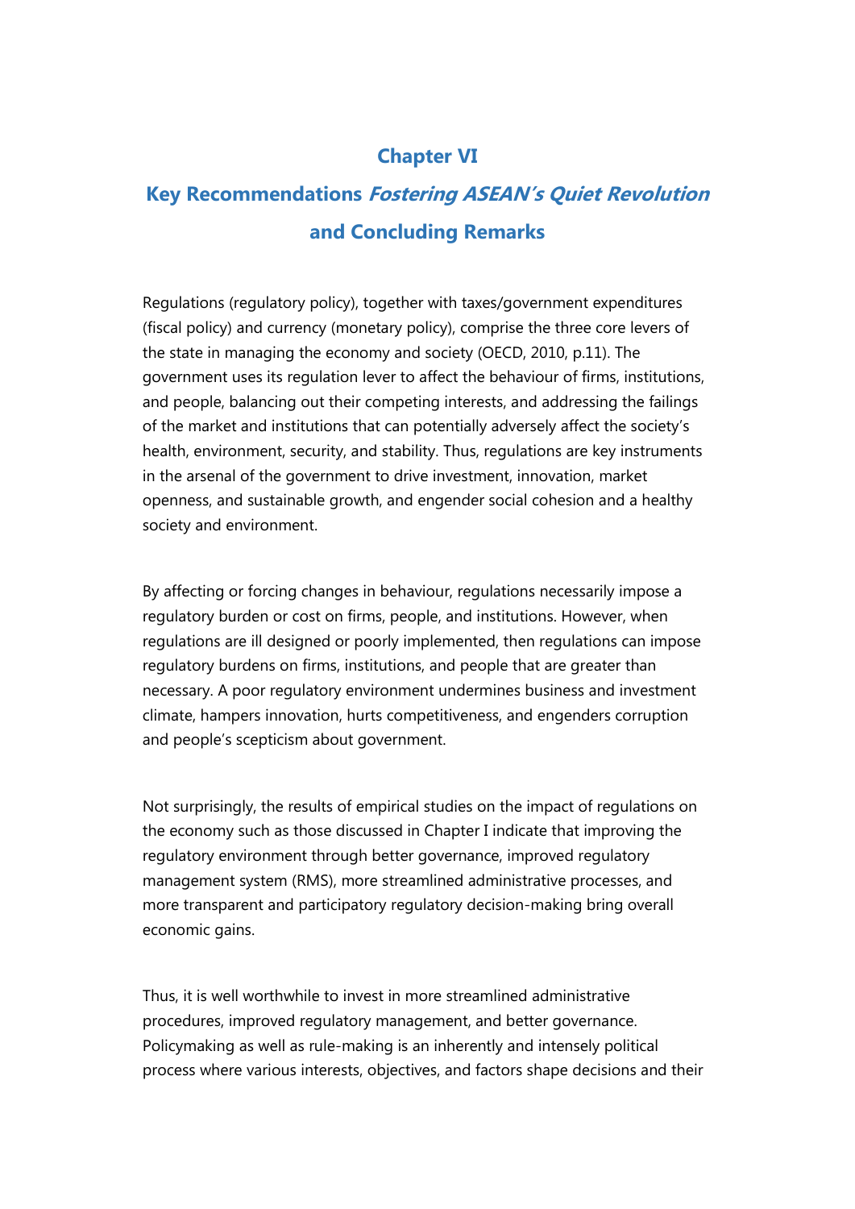# Chapter VI

# Key Recommendations *Fostering ASEAN's Quiet Revolution* and Concluding Remarks

Regulations (regulatory policy), together with taxes/government expenditures (fiscal policy) and currency (monetary policy), comprise the three core levers of the state in managing the economy and society (OECD, 2010, p.11). The government uses its regulation lever to affect the behaviour of firms, institutions, and people, balancing out their competing interests, and addressing the failings of the market and institutions that can potentially adversely affect the society's health, environment, security, and stability. Thus, regulations are key instruments in the arsenal of the government to drive investment, innovation, market openness, and sustainable growth, and engender social cohesion and a healthy society and environment.

By affecting or forcing changes in behaviour, regulations necessarily impose a regulatory burden or cost on firms, people, and institutions. However, when regulations are ill designed or poorly implemented, then regulations can impose regulatory burdens on firms, institutions, and people that are greater than necessary. A poor regulatory environment undermines business and investment climate, hampers innovation, hurts competitiveness, and engenders corruption and people's scepticism about government.

Not surprisingly, the results of empirical studies on the impact of regulations on the economy such as those discussed in Chapter I indicate that improving the regulatory environment through better governance, improved regulatory management system (RMS), more streamlined administrative processes, and more transparent and participatory regulatory decision-making bring overall economic gains.

Thus, it is well worthwhile to invest in more streamlined administrative procedures, improved regulatory management, and better governance. Policymaking as well as rule-making is an inherently and intensely political process where various interests, objectives, and factors shape decisions and their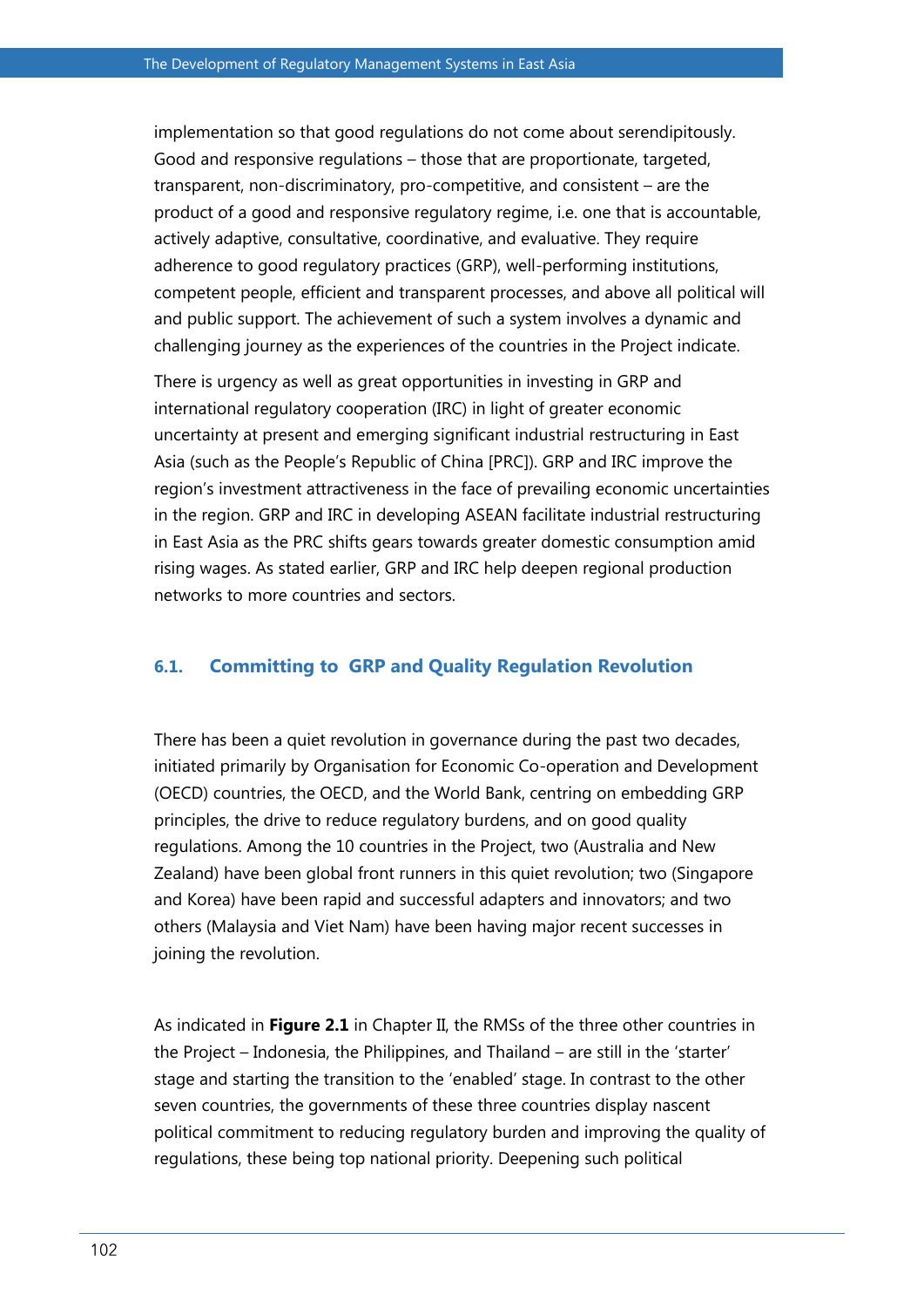implementation so that good regulations do not come about serendipitously. Good and responsive regulations – those that are proportionate, targeted, transparent, non-discriminatory, pro-competitive, and consistent – are the product of a good and responsive regulatory regime, i.e. one that is accountable, actively adaptive, consultative, coordinative, and evaluative. They require adherence to good regulatory practices (GRP), well-performing institutions, competent people, efficient and transparent processes, and above all political will and public support. The achievement of such a system involves a dynamic and challenging journey as the experiences of the countries in the Project indicate.

There is urgency as well as great opportunities in investing in GRP and international regulatory cooperation (IRC) in light of greater economic uncertainty at present and emerging significant industrial restructuring in East Asia (such as the People's Republic of China [PRC]). GRP and IRC improve the region's investment attractiveness in the face of prevailing economic uncertainties in the region. GRP and IRC in developing ASEAN facilitate industrial restructuring in East Asia as the PRC shifts gears towards greater domestic consumption amid rising wages. As stated earlier, GRP and IRC help deepen regional production networks to more countries and sectors.

## 6.1. Committing to GRP and Quality Regulation Revolution

There has been a quiet revolution in governance during the past two decades, initiated primarily by Organisation for Economic Co-operation and Development (OECD) countries, the OECD, and the World Bank, centring on embedding GRP principles, the drive to reduce regulatory burdens, and on good quality regulations. Among the 10 countries in the Project, two (Australia and New Zealand) have been global front runners in this quiet revolution; two (Singapore and Korea) have been rapid and successful adapters and innovators; and two others (Malaysia and Viet Nam) have been having major recent successes in joining the revolution.

As indicated in **Figure 2.1** in Chapter II, the RMSs of the three other countries in the Project – Indonesia, the Philippines, and Thailand – are still in the 'starter' stage and starting the transition to the 'enabled' stage. In contrast to the other seven countries, the governments of these three countries display nascent political commitment to reducing regulatory burden and improving the quality of regulations, these being top national priority. Deepening such political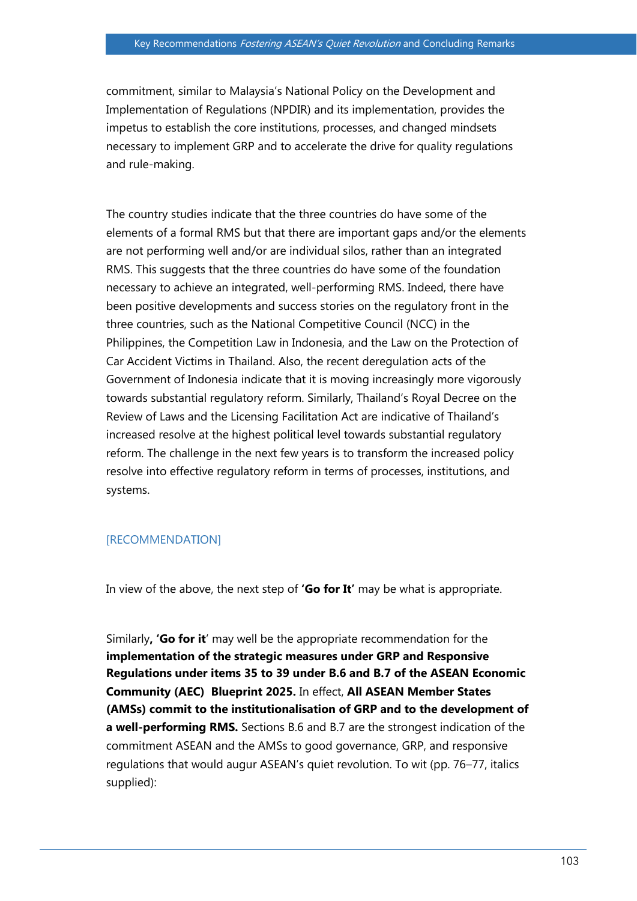commitment, similar to Malaysia's National Policy on the Development and Implementation of Regulations (NPDIR) and its implementation, provides the impetus to establish the core institutions, processes, and changed mindsets necessary to implement GRP and to accelerate the drive for quality regulations and rule-making.

The country studies indicate that the three countries do have some of the elements of a formal RMS but that there are important gaps and/or the elements are not performing well and/or are individual silos, rather than an integrated RMS. This suggests that the three countries do have some of the foundation necessary to achieve an integrated, well-performing RMS. Indeed, there have been positive developments and success stories on the regulatory front in the three countries, such as the National Competitive Council (NCC) in the Philippines, the Competition Law in Indonesia, and the Law on the Protection of Car Accident Victims in Thailand. Also, the recent deregulation acts of the Government of Indonesia indicate that it is moving increasingly more vigorously towards substantial regulatory reform. Similarly, Thailand's Royal Decree on the Review of Laws and the Licensing Facilitation Act are indicative of Thailand's increased resolve at the highest political level towards substantial regulatory reform. The challenge in the next few years is to transform the increased policy resolve into effective regulatory reform in terms of processes, institutions, and systems.

[RECOMMENDATION]

In view of the above, the next step of **'Go for It'** may be what is appropriate.

Similarly**, 'Go for it**' may well be the appropriate recommendation for the **implementation of the strategic measures under GRP and Responsive Regulations under items 35 to 39 under B.6 and B.7 of the ASEAN Economic Community (AEC) Blueprint 2025.** In effect, **All ASEAN Member States (AMSs) commit to the institutionalisation of GRP and to the development of a well-performing RMS.** Sections B.6 and B.7 are the strongest indication of the commitment ASEAN and the AMSs to good governance, GRP, and responsive regulations that would augur ASEAN's quiet revolution. To wit (pp. 76–77, italics supplied):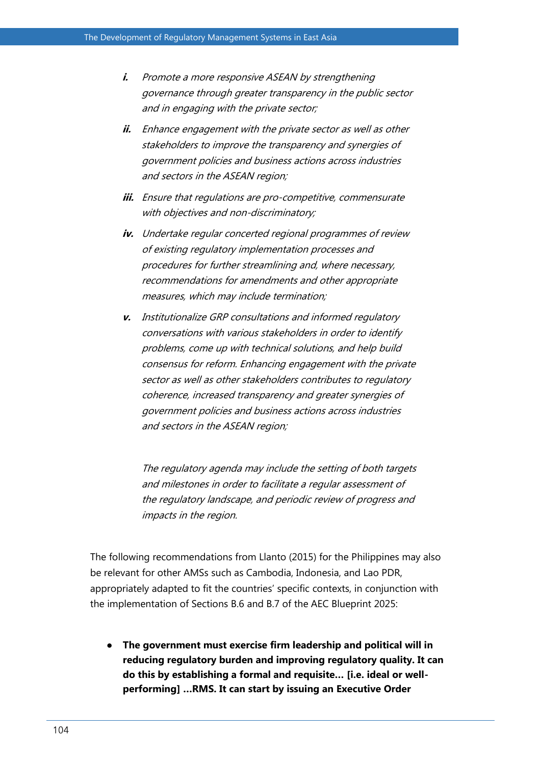*i.* *Promote a more responsive ASEAN by strengthening governance through greater transparency in the public sector and in engaging with the private sector;*

*ii.* *Enhance engagement with the private sector as well as other stakeholders to improve the transparency and synergies of government policies and business actions across industries and sectors in the ASEAN region;*

*iii.* *Ensure that regulations are pro-competitive, commensurate with objectives and non-discriminatory;*

*iv.* *Undertake regular concerted regional programmes of review of existing regulatory implementation processes and procedures for further streamlining and, where necessary, recommendations for amendments and other appropriate measures, which may include termination;*

*v.* *Institutionalize GRP consultations and informed regulatory conversations with various stakeholders in order to identify problems, come up with technical solutions, and help build consensus for reform. Enhancing engagement with the private sector as well as other stakeholders contributes to regulatory coherence, increased transparency and greater synergies of government policies and business actions across industries and sectors in the ASEAN region;*

*The regulatory agenda may include the setting of both targets and milestones in order to facilitate a regular assessment of the regulatory landscape, and periodic review of progress and impacts in the region.*

The following recommendations from Llanto (2015) for the Philippines may also be relevant for other AMSs such as Cambodia, Indonesia, and Lao PDR, appropriately adapted to fit the countries' specific contexts, in conjunction with the implementation of Sections B.6 and B.7 of the AEC Blueprint 2025:

- **The government must exercise firm leadership and political will in reducing regulatory burden and improving regulatory quality. It can do this by establishing a formal and requisite… [i.e. ideal or well-performing] …RMS. It can start by issuing an Executive Order**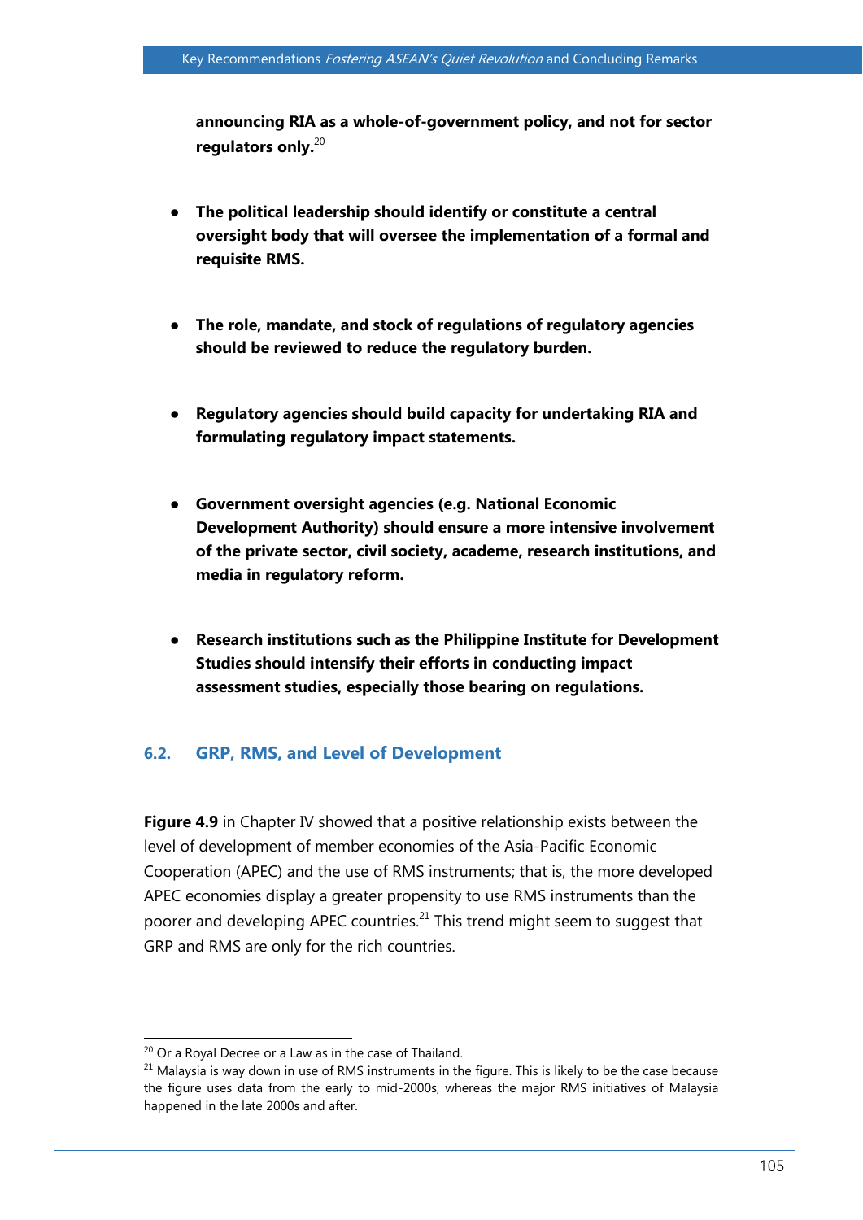**announcing RIA as a whole-of-government policy, and not for sector regulators only.**[20]

- **The political leadership should identify or constitute a central oversight body that will oversee the implementation of a formal and requisite RMS.**

- **The role, mandate, and stock of regulations of regulatory agencies should be reviewed to reduce the regulatory burden.**

- **Regulatory agencies should build capacity for undertaking RIA and formulating regulatory impact statements.**

- **Government oversight agencies (e.g. National Economic Development Authority) should ensure a more intensive involvement of the private sector, civil society, academe, research institutions, and media in regulatory reform.**

- **Research institutions such as the Philippine Institute for Development Studies should intensify their efforts in conducting impact assessment studies, especially those bearing on regulations.**

## 6.2. GRP, RMS, and Level of Development

**Figure 4.9** in Chapter IV showed that a positive relationship exists between the level of development of member economies of the Asia-Pacific Economic Cooperation (APEC) and the use of RMS instruments; that is, the more developed APEC economies display a greater propensity to use RMS instruments than the poorer and developing APEC countries.[21] This trend might seem to suggest that GRP and RMS are only for the rich countries.

---

[20] Or a Royal Decree or a Law as in the case of Thailand.

[21] Malaysia is way down in use of RMS instruments in the figure. This is likely to be the case because the figure uses data from the early to mid-2000s, whereas the major RMS initiatives of Malaysia happened in the late 2000s and after.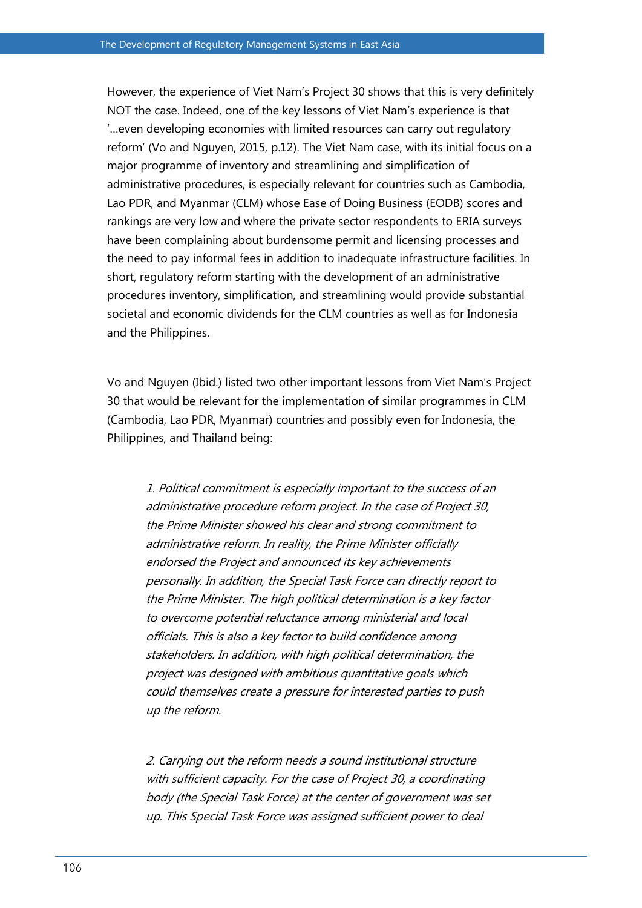However, the experience of Viet Nam's Project 30 shows that this is very definitely NOT the case. Indeed, one of the key lessons of Viet Nam's experience is that '…even developing economies with limited resources can carry out regulatory reform' (Vo and Nguyen, 2015, p.12). The Viet Nam case, with its initial focus on a major programme of inventory and streamlining and simplification of administrative procedures, is especially relevant for countries such as Cambodia, Lao PDR, and Myanmar (CLM) whose Ease of Doing Business (EODB) scores and rankings are very low and where the private sector respondents to ERIA surveys have been complaining about burdensome permit and licensing processes and the need to pay informal fees in addition to inadequate infrastructure facilities. In short, regulatory reform starting with the development of an administrative procedures inventory, simplification, and streamlining would provide substantial societal and economic dividends for the CLM countries as well as for Indonesia and the Philippines.

Vo and Nguyen (Ibid.) listed two other important lessons from Viet Nam's Project 30 that would be relevant for the implementation of similar programmes in CLM (Cambodia, Lao PDR, Myanmar) countries and possibly even for Indonesia, the Philippines, and Thailand being:

> *1. Political commitment is especially important to the success of an administrative procedure reform project. In the case of Project 30, the Prime Minister showed his clear and strong commitment to administrative reform. In reality, the Prime Minister officially endorsed the Project and announced its key achievements personally. In addition, the Special Task Force can directly report to the Prime Minister. The high political determination is a key factor to overcome potential reluctance among ministerial and local officials. This is also a key factor to build confidence among stakeholders. In addition, with high political determination, the project was designed with ambitious quantitative goals which could themselves create a pressure for interested parties to push up the reform.*
>
> *2. Carrying out the reform needs a sound institutional structure with sufficient capacity. For the case of Project 30, a coordinating body (the Special Task Force) at the center of government was set up. This Special Task Force was assigned sufficient power to deal*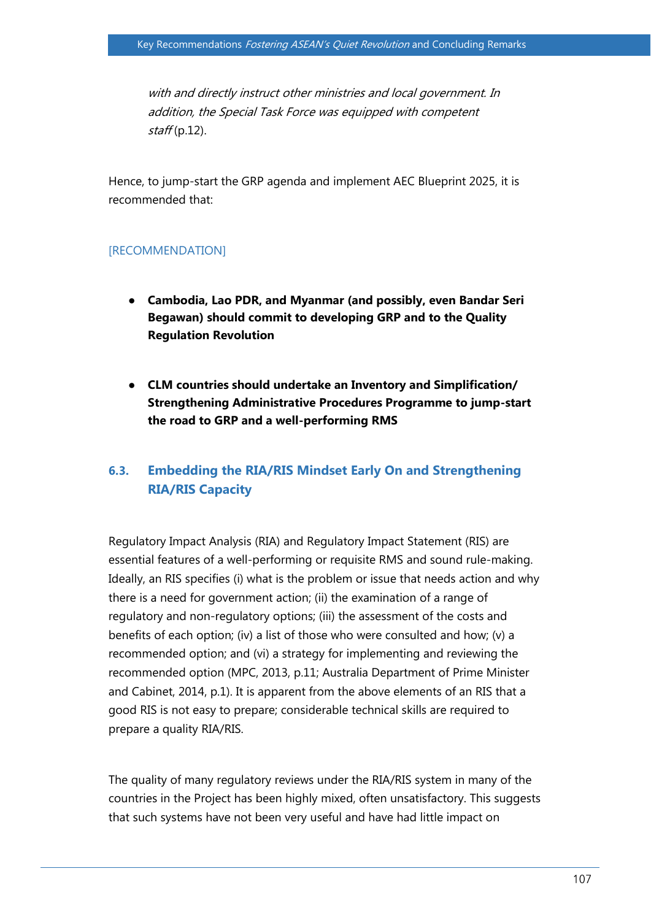*with and directly instruct other ministries and local government. In addition, the Special Task Force was equipped with competent staff* (p.12).

Hence, to jump-start the GRP agenda and implement AEC Blueprint 2025, it is recommended that:

[RECOMMENDATION]

- **Cambodia, Lao PDR, and Myanmar (and possibly, even Bandar Seri Begawan) should commit to developing GRP and to the Quality Regulation Revolution**

- **CLM countries should undertake an Inventory and Simplification/ Strengthening Administrative Procedures Programme to jump-start the road to GRP and a well-performing RMS**

## 6.3. Embedding the RIA/RIS Mindset Early On and Strengthening RIA/RIS Capacity

Regulatory Impact Analysis (RIA) and Regulatory Impact Statement (RIS) are essential features of a well-performing or requisite RMS and sound rule-making. Ideally, an RIS specifies (i) what is the problem or issue that needs action and why there is a need for government action; (ii) the examination of a range of regulatory and non-regulatory options; (iii) the assessment of the costs and benefits of each option; (iv) a list of those who were consulted and how; (v) a recommended option; and (vi) a strategy for implementing and reviewing the recommended option (MPC, 2013, p.11; Australia Department of Prime Minister and Cabinet, 2014, p.1). It is apparent from the above elements of an RIS that a good RIS is not easy to prepare; considerable technical skills are required to prepare a quality RIA/RIS.

The quality of many regulatory reviews under the RIA/RIS system in many of the countries in the Project has been highly mixed, often unsatisfactory. This suggests that such systems have not been very useful and have had little impact on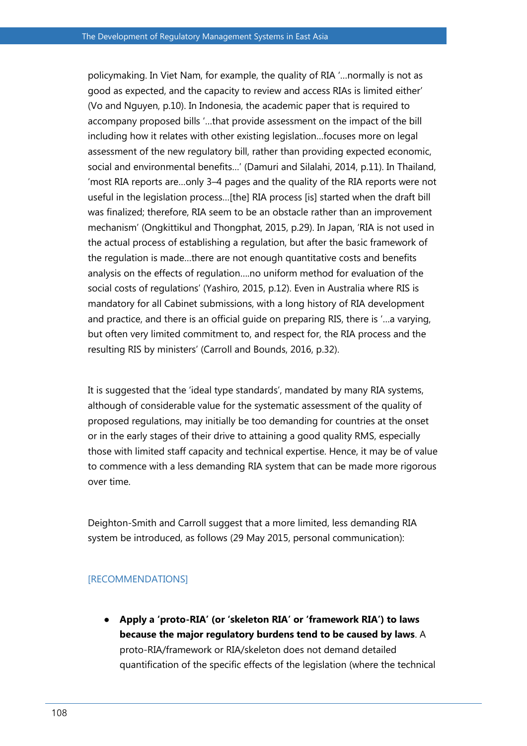policymaking. In Viet Nam, for example, the quality of RIA '…normally is not as good as expected, and the capacity to review and access RIAs is limited either' (Vo and Nguyen, p.10). In Indonesia, the academic paper that is required to accompany proposed bills '…that provide assessment on the impact of the bill including how it relates with other existing legislation…focuses more on legal assessment of the new regulatory bill, rather than providing expected economic, social and environmental benefits…' (Damuri and Silalahi, 2014, p.11). In Thailand, 'most RIA reports are…only 3–4 pages and the quality of the RIA reports were not useful in the legislation process…[the] RIA process [is] started when the draft bill was finalized; therefore, RIA seem to be an obstacle rather than an improvement mechanism' (Ongkittikul and Thongphat, 2015, p.29). In Japan, 'RIA is not used in the actual process of establishing a regulation, but after the basic framework of the regulation is made…there are not enough quantitative costs and benefits analysis on the effects of regulation….no uniform method for evaluation of the social costs of regulations' (Yashiro, 2015, p.12). Even in Australia where RIS is mandatory for all Cabinet submissions, with a long history of RIA development and practice, and there is an official guide on preparing RIS, there is '…a varying, but often very limited commitment to, and respect for, the RIA process and the resulting RIS by ministers' (Carroll and Bounds, 2016, p.32).

It is suggested that the 'ideal type standards', mandated by many RIA systems, although of considerable value for the systematic assessment of the quality of proposed regulations, may initially be too demanding for countries at the onset or in the early stages of their drive to attaining a good quality RMS, especially those with limited staff capacity and technical expertise. Hence, it may be of value to commence with a less demanding RIA system that can be made more rigorous over time.

Deighton-Smith and Carroll suggest that a more limited, less demanding RIA system be introduced, as follows (29 May 2015, personal communication):

[RECOMMENDATIONS]

- **Apply a 'proto-RIA' (or 'skeleton RIA' or 'framework RIA') to laws because the major regulatory burdens tend to be caused by laws**. A proto-RIA/framework or RIA/skeleton does not demand detailed quantification of the specific effects of the legislation (where the technical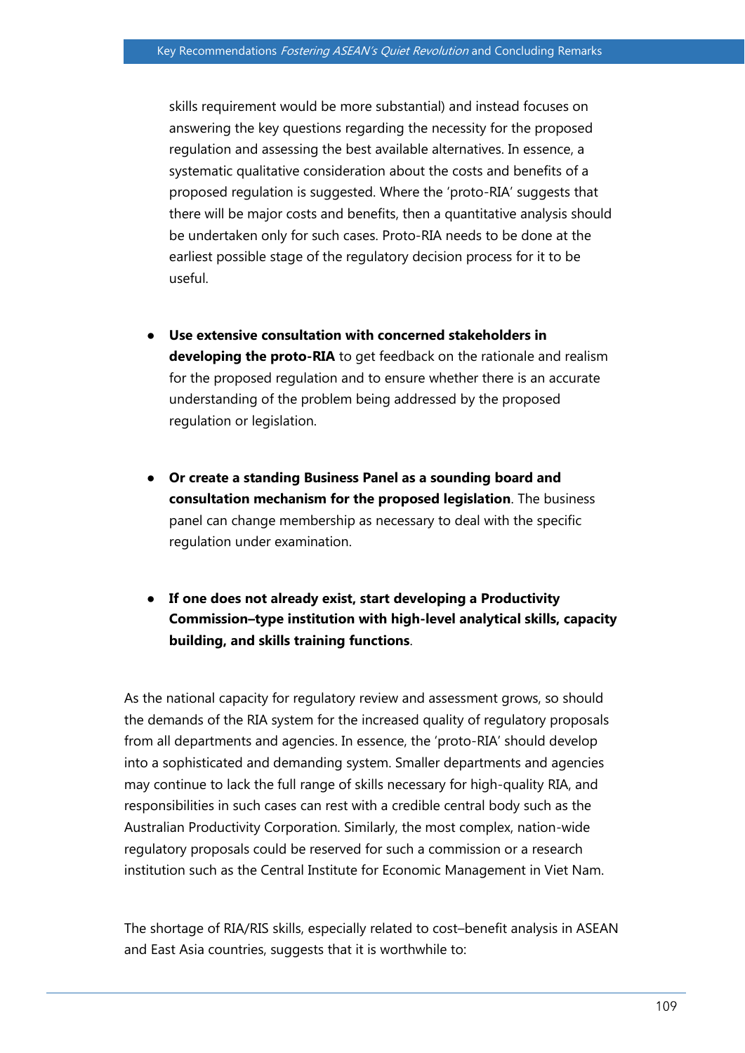skills requirement would be more substantial) and instead focuses on answering the key questions regarding the necessity for the proposed regulation and assessing the best available alternatives. In essence, a systematic qualitative consideration about the costs and benefits of a proposed regulation is suggested. Where the 'proto-RIA' suggests that there will be major costs and benefits, then a quantitative analysis should be undertaken only for such cases. Proto-RIA needs to be done at the earliest possible stage of the regulatory decision process for it to be useful.

- **Use extensive consultation with concerned stakeholders in developing the proto-RIA** to get feedback on the rationale and realism for the proposed regulation and to ensure whether there is an accurate understanding of the problem being addressed by the proposed regulation or legislation.

- **Or create a standing Business Panel as a sounding board and consultation mechanism for the proposed legislation**. The business panel can change membership as necessary to deal with the specific regulation under examination.

- **If one does not already exist, start developing a Productivity Commission–type institution with high-level analytical skills, capacity building, and skills training functions**.

As the national capacity for regulatory review and assessment grows, so should the demands of the RIA system for the increased quality of regulatory proposals from all departments and agencies. In essence, the 'proto-RIA' should develop into a sophisticated and demanding system. Smaller departments and agencies may continue to lack the full range of skills necessary for high-quality RIA, and responsibilities in such cases can rest with a credible central body such as the Australian Productivity Corporation. Similarly, the most complex, nation-wide regulatory proposals could be reserved for such a commission or a research institution such as the Central Institute for Economic Management in Viet Nam.

The shortage of RIA/RIS skills, especially related to cost–benefit analysis in ASEAN and East Asia countries, suggests that it is worthwhile to: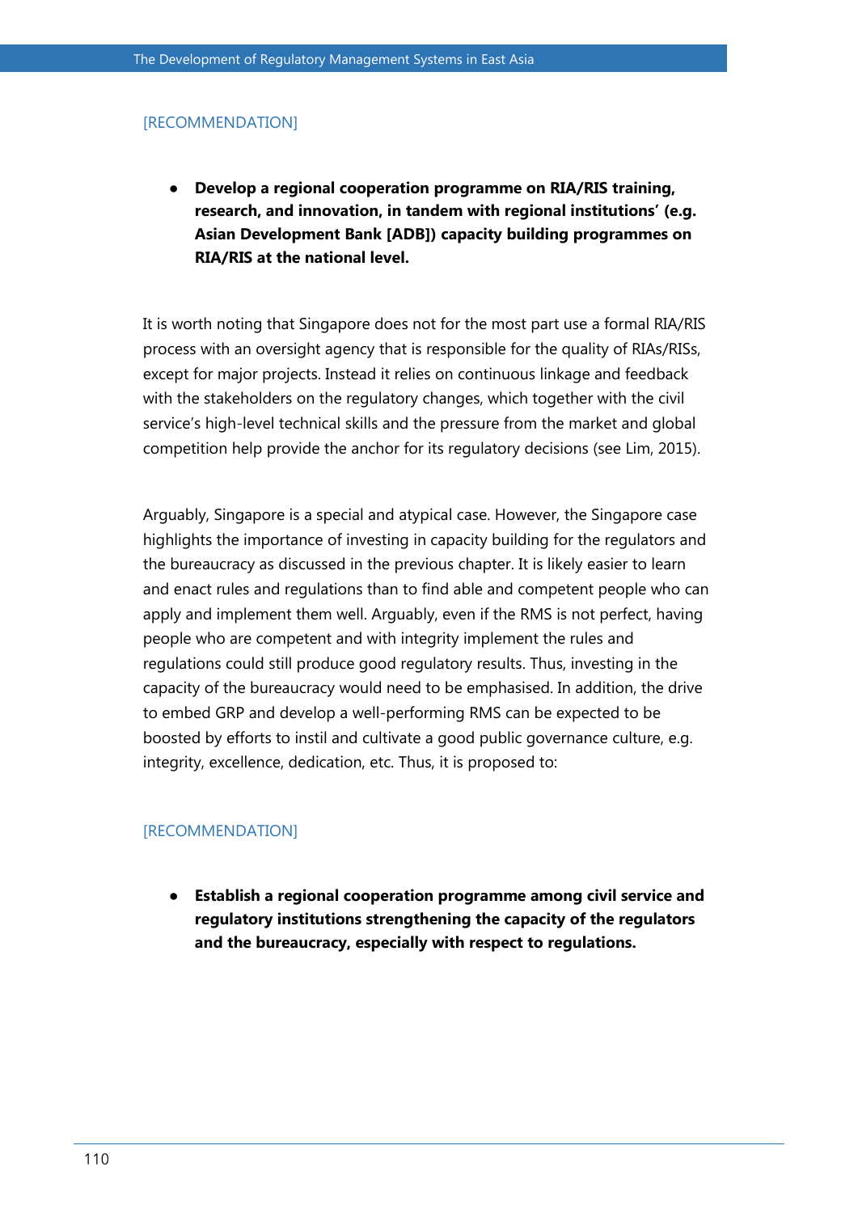[RECOMMENDATION]

- **Develop a regional cooperation programme on RIA/RIS training, research, and innovation, in tandem with regional institutions' (e.g. Asian Development Bank [ADB]) capacity building programmes on RIA/RIS at the national level.**

It is worth noting that Singapore does not for the most part use a formal RIA/RIS process with an oversight agency that is responsible for the quality of RIAs/RISs, except for major projects. Instead it relies on continuous linkage and feedback with the stakeholders on the regulatory changes, which together with the civil service's high-level technical skills and the pressure from the market and global competition help provide the anchor for its regulatory decisions (see Lim, 2015).

Arguably, Singapore is a special and atypical case. However, the Singapore case highlights the importance of investing in capacity building for the regulators and the bureaucracy as discussed in the previous chapter. It is likely easier to learn and enact rules and regulations than to find able and competent people who can apply and implement them well. Arguably, even if the RMS is not perfect, having people who are competent and with integrity implement the rules and regulations could still produce good regulatory results. Thus, investing in the capacity of the bureaucracy would need to be emphasised. In addition, the drive to embed GRP and develop a well-performing RMS can be expected to be boosted by efforts to instil and cultivate a good public governance culture, e.g. integrity, excellence, dedication, etc. Thus, it is proposed to:

[RECOMMENDATION]

- **Establish a regional cooperation programme among civil service and regulatory institutions strengthening the capacity of the regulators and the bureaucracy, especially with respect to regulations.**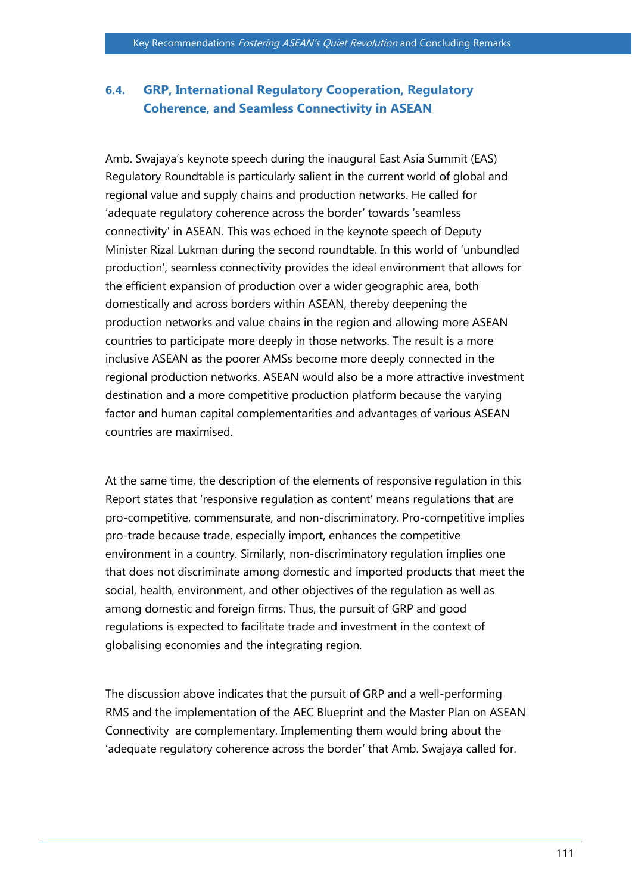## 6.4. GRP, International Regulatory Cooperation, Regulatory Coherence, and Seamless Connectivity in ASEAN

Amb. Swajaya's keynote speech during the inaugural East Asia Summit (EAS) Regulatory Roundtable is particularly salient in the current world of global and regional value and supply chains and production networks. He called for 'adequate regulatory coherence across the border' towards 'seamless connectivity' in ASEAN. This was echoed in the keynote speech of Deputy Minister Rizal Lukman during the second roundtable. In this world of 'unbundled production', seamless connectivity provides the ideal environment that allows for the efficient expansion of production over a wider geographic area, both domestically and across borders within ASEAN, thereby deepening the production networks and value chains in the region and allowing more ASEAN countries to participate more deeply in those networks. The result is a more inclusive ASEAN as the poorer AMSs become more deeply connected in the regional production networks. ASEAN would also be a more attractive investment destination and a more competitive production platform because the varying factor and human capital complementarities and advantages of various ASEAN countries are maximised.

At the same time, the description of the elements of responsive regulation in this Report states that 'responsive regulation as content' means regulations that are pro-competitive, commensurate, and non-discriminatory. Pro-competitive implies pro-trade because trade, especially import, enhances the competitive environment in a country. Similarly, non-discriminatory regulation implies one that does not discriminate among domestic and imported products that meet the social, health, environment, and other objectives of the regulation as well as among domestic and foreign firms. Thus, the pursuit of GRP and good regulations is expected to facilitate trade and investment in the context of globalising economies and the integrating region.

The discussion above indicates that the pursuit of GRP and a well-performing RMS and the implementation of the AEC Blueprint and the Master Plan on ASEAN Connectivity are complementary. Implementing them would bring about the 'adequate regulatory coherence across the border' that Amb. Swajaya called for.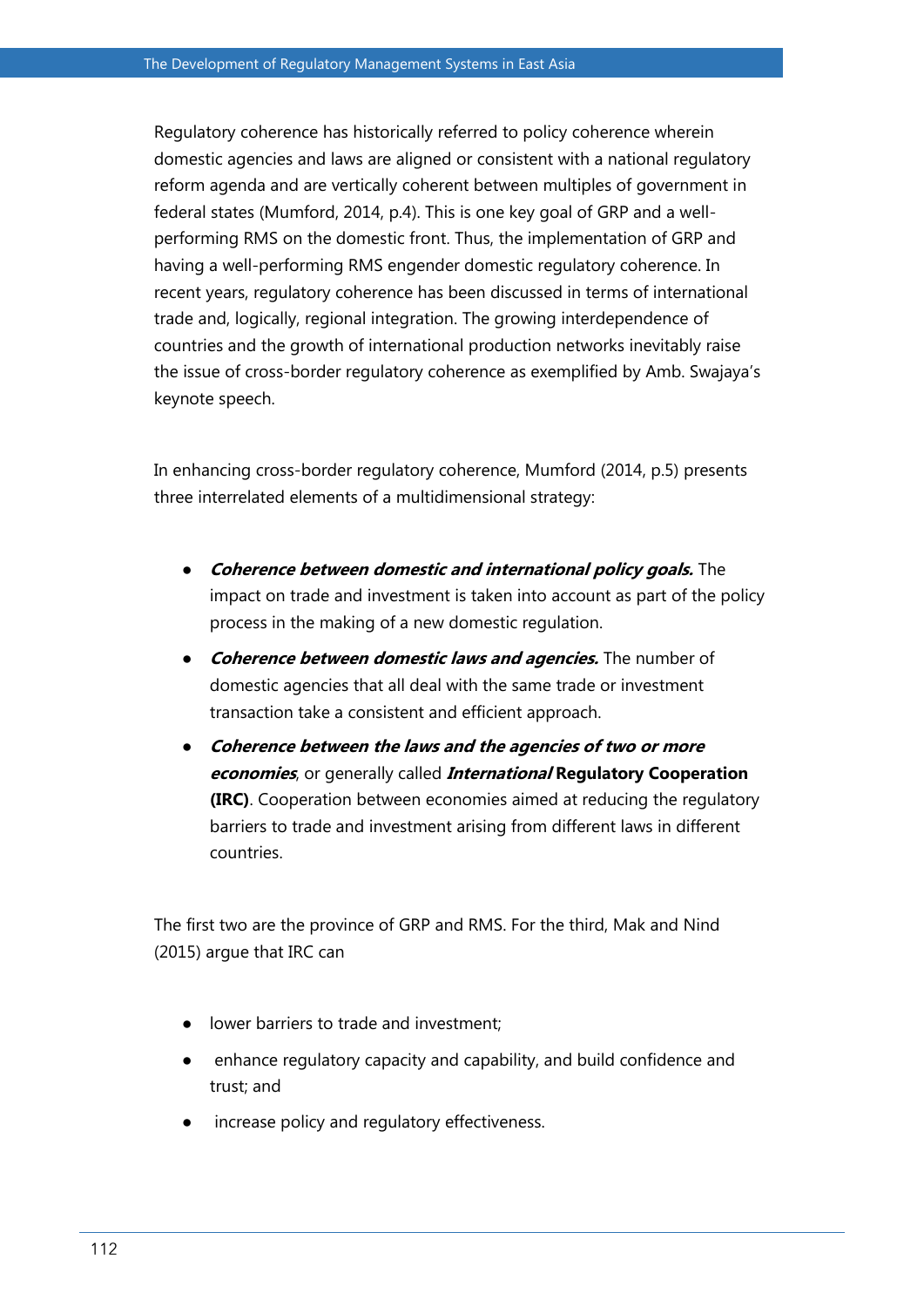Regulatory coherence has historically referred to policy coherence wherein domestic agencies and laws are aligned or consistent with a national regulatory reform agenda and are vertically coherent between multiples of government in federal states (Mumford, 2014, p.4). This is one key goal of GRP and a well-performing RMS on the domestic front. Thus, the implementation of GRP and having a well-performing RMS engender domestic regulatory coherence. In recent years, regulatory coherence has been discussed in terms of international trade and, logically, regional integration. The growing interdependence of countries and the growth of international production networks inevitably raise the issue of cross-border regulatory coherence as exemplified by Amb. Swajaya's keynote speech.

In enhancing cross-border regulatory coherence, Mumford (2014, p.5) presents three interrelated elements of a multidimensional strategy:

- ***Coherence between domestic and international policy goals.*** The impact on trade and investment is taken into account as part of the policy process in the making of a new domestic regulation.
- ***Coherence between domestic laws and agencies.*** The number of domestic agencies that all deal with the same trade or investment transaction take a consistent and efficient approach.
- ***Coherence between the laws and the agencies of two or more economies***, or generally called ***International*** **Regulatory Cooperation (IRC)**. Cooperation between economies aimed at reducing the regulatory barriers to trade and investment arising from different laws in different countries.

The first two are the province of GRP and RMS. For the third, Mak and Nind (2015) argue that IRC can

- lower barriers to trade and investment;
- enhance regulatory capacity and capability, and build confidence and trust; and
- increase policy and regulatory effectiveness.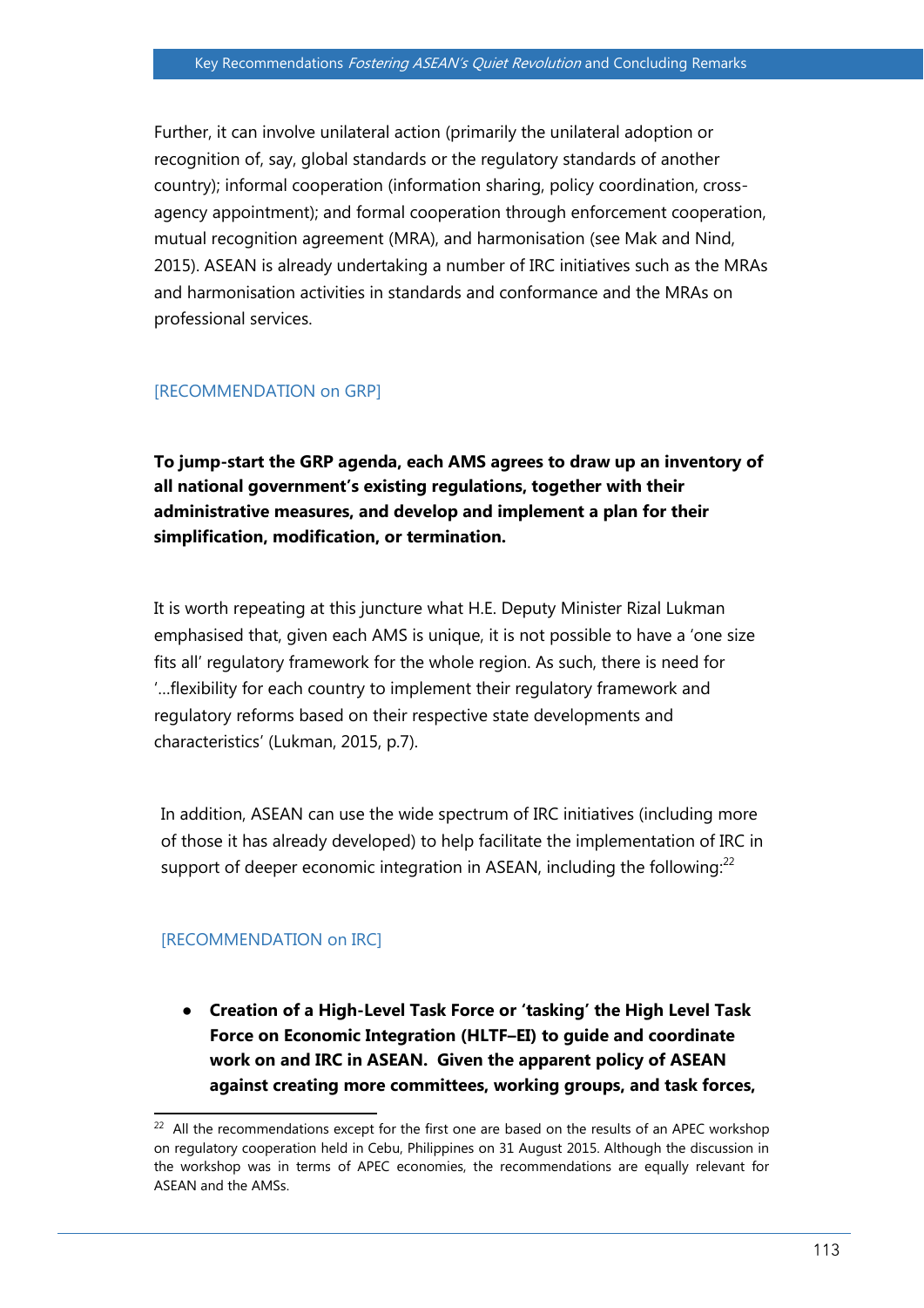Further, it can involve unilateral action (primarily the unilateral adoption or recognition of, say, global standards or the regulatory standards of another country); informal cooperation (information sharing, policy coordination, cross-agency appointment); and formal cooperation through enforcement cooperation, mutual recognition agreement (MRA), and harmonisation (see Mak and Nind, 2015). ASEAN is already undertaking a number of IRC initiatives such as the MRAs and harmonisation activities in standards and conformance and the MRAs on professional services.

[RECOMMENDATION on GRP]

**To jump-start the GRP agenda, each AMS agrees to draw up an inventory of all national government's existing regulations, together with their administrative measures, and develop and implement a plan for their simplification, modification, or termination.**

It is worth repeating at this juncture what H.E. Deputy Minister Rizal Lukman emphasised that, given each AMS is unique, it is not possible to have a 'one size fits all' regulatory framework for the whole region. As such, there is need for '…flexibility for each country to implement their regulatory framework and regulatory reforms based on their respective state developments and characteristics' (Lukman, 2015, p.7).

In addition, ASEAN can use the wide spectrum of IRC initiatives (including more of those it has already developed) to help facilitate the implementation of IRC in support of deeper economic integration in ASEAN, including the following:[22]

[RECOMMENDATION on IRC]

- **Creation of a High-Level Task Force or 'tasking' the High Level Task Force on Economic Integration (HLTF–EI) to guide and coordinate work on and IRC in ASEAN. Given the apparent policy of ASEAN against creating more committees, working groups, and task forces,**

[22] All the recommendations except for the first one are based on the results of an APEC workshop on regulatory cooperation held in Cebu, Philippines on 31 August 2015. Although the discussion in the workshop was in terms of APEC economies, the recommendations are equally relevant for ASEAN and the AMSs.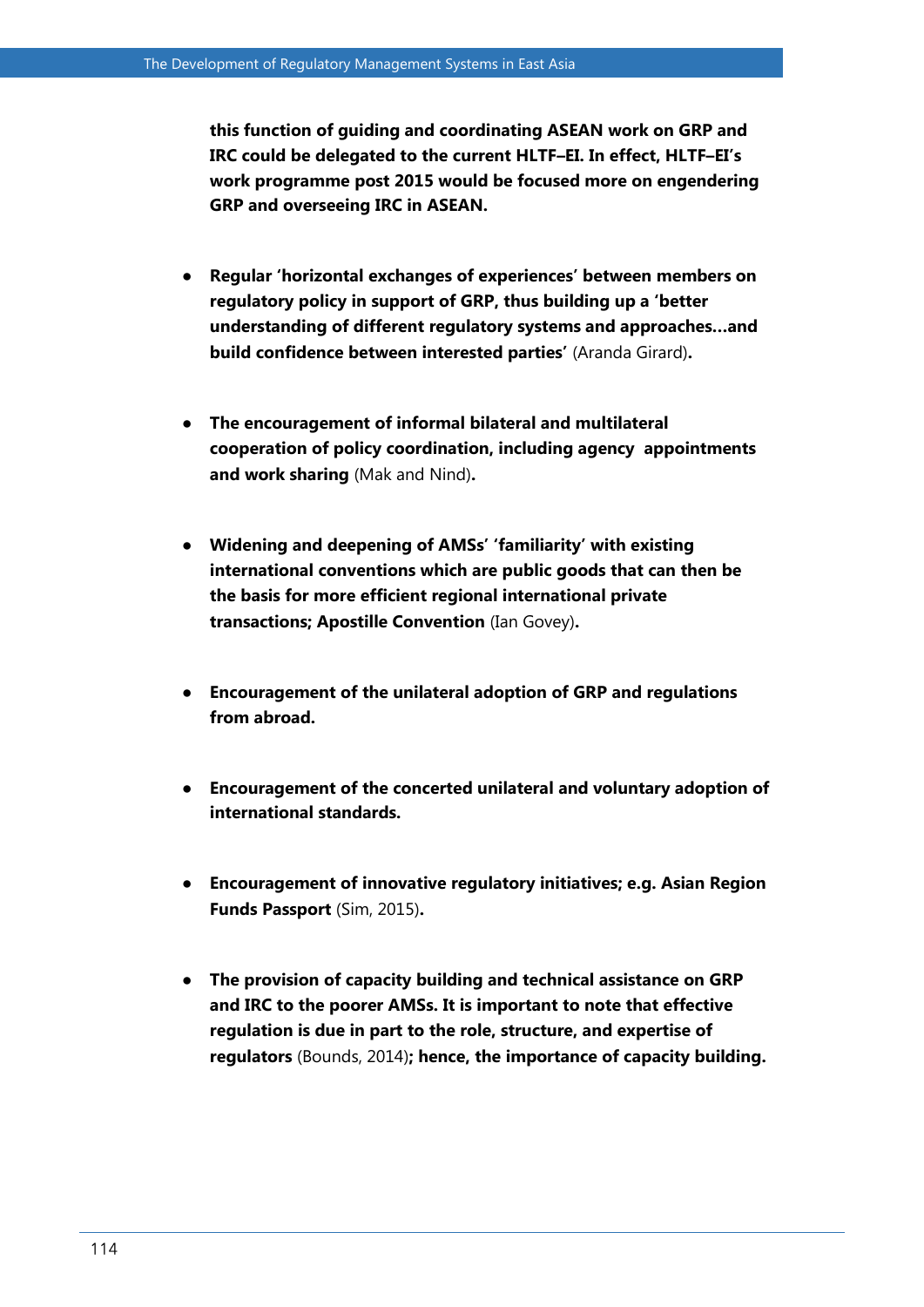**this function of guiding and coordinating ASEAN work on GRP and IRC could be delegated to the current HLTF–EI. In effect, HLTF–EI's work programme post 2015 would be focused more on engendering GRP and overseeing IRC in ASEAN.**

- **Regular 'horizontal exchanges of experiences' between members on regulatory policy in support of GRP, thus building up a 'better understanding of different regulatory systems and approaches…and build confidence between interested parties'** (Aranda Girard)**.**

- **The encouragement of informal bilateral and multilateral cooperation of policy coordination, including agency appointments and work sharing** (Mak and Nind)**.**

- **Widening and deepening of AMSs' 'familiarity' with existing international conventions which are public goods that can then be the basis for more efficient regional international private transactions; Apostille Convention** (Ian Govey)**.**

- **Encouragement of the unilateral adoption of GRP and regulations from abroad.**

- **Encouragement of the concerted unilateral and voluntary adoption of international standards.**

- **Encouragement of innovative regulatory initiatives; e.g. Asian Region Funds Passport** (Sim, 2015)**.**

- **The provision of capacity building and technical assistance on GRP and IRC to the poorer AMSs. It is important to note that effective regulation is due in part to the role, structure, and expertise of regulators** (Bounds, 2014)**; hence, the importance of capacity building.**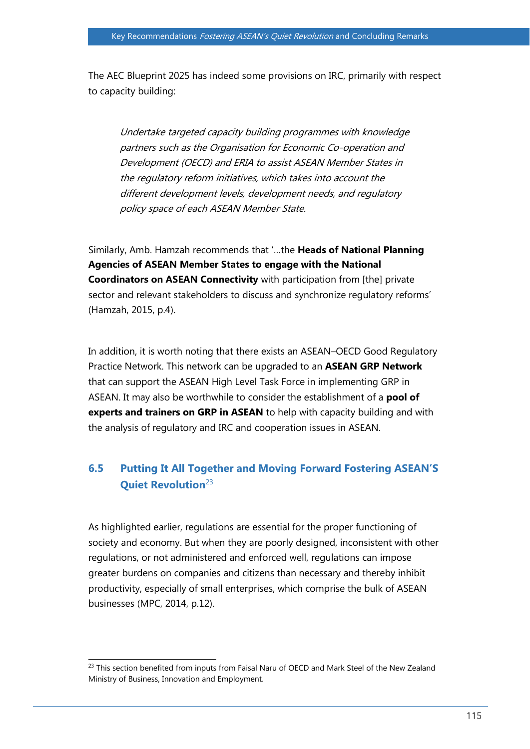The AEC Blueprint 2025 has indeed some provisions on IRC, primarily with respect to capacity building:

> *Undertake targeted capacity building programmes with knowledge partners such as the Organisation for Economic Co-operation and Development (OECD) and ERIA to assist ASEAN Member States in the regulatory reform initiatives, which takes into account the different development levels, development needs, and regulatory policy space of each ASEAN Member State.*

Similarly, Amb. Hamzah recommends that '…the **Heads of National Planning Agencies of ASEAN Member States to engage with the National Coordinators on ASEAN Connectivity** with participation from [the] private sector and relevant stakeholders to discuss and synchronize regulatory reforms' (Hamzah, 2015, p.4).

In addition, it is worth noting that there exists an ASEAN–OECD Good Regulatory Practice Network. This network can be upgraded to an **ASEAN GRP Network** that can support the ASEAN High Level Task Force in implementing GRP in ASEAN. It may also be worthwhile to consider the establishment of a **pool of experts and trainers on GRP in ASEAN** to help with capacity building and with the analysis of regulatory and IRC and cooperation issues in ASEAN.

## 6.5 Putting It All Together and Moving Forward Fostering ASEAN'S Quiet Revolution[23]

As highlighted earlier, regulations are essential for the proper functioning of society and economy. But when they are poorly designed, inconsistent with other regulations, or not administered and enforced well, regulations can impose greater burdens on companies and citizens than necessary and thereby inhibit productivity, especially of small enterprises, which comprise the bulk of ASEAN businesses (MPC, 2014, p.12).

[23] This section benefited from inputs from Faisal Naru of OECD and Mark Steel of the New Zealand Ministry of Business, Innovation and Employment.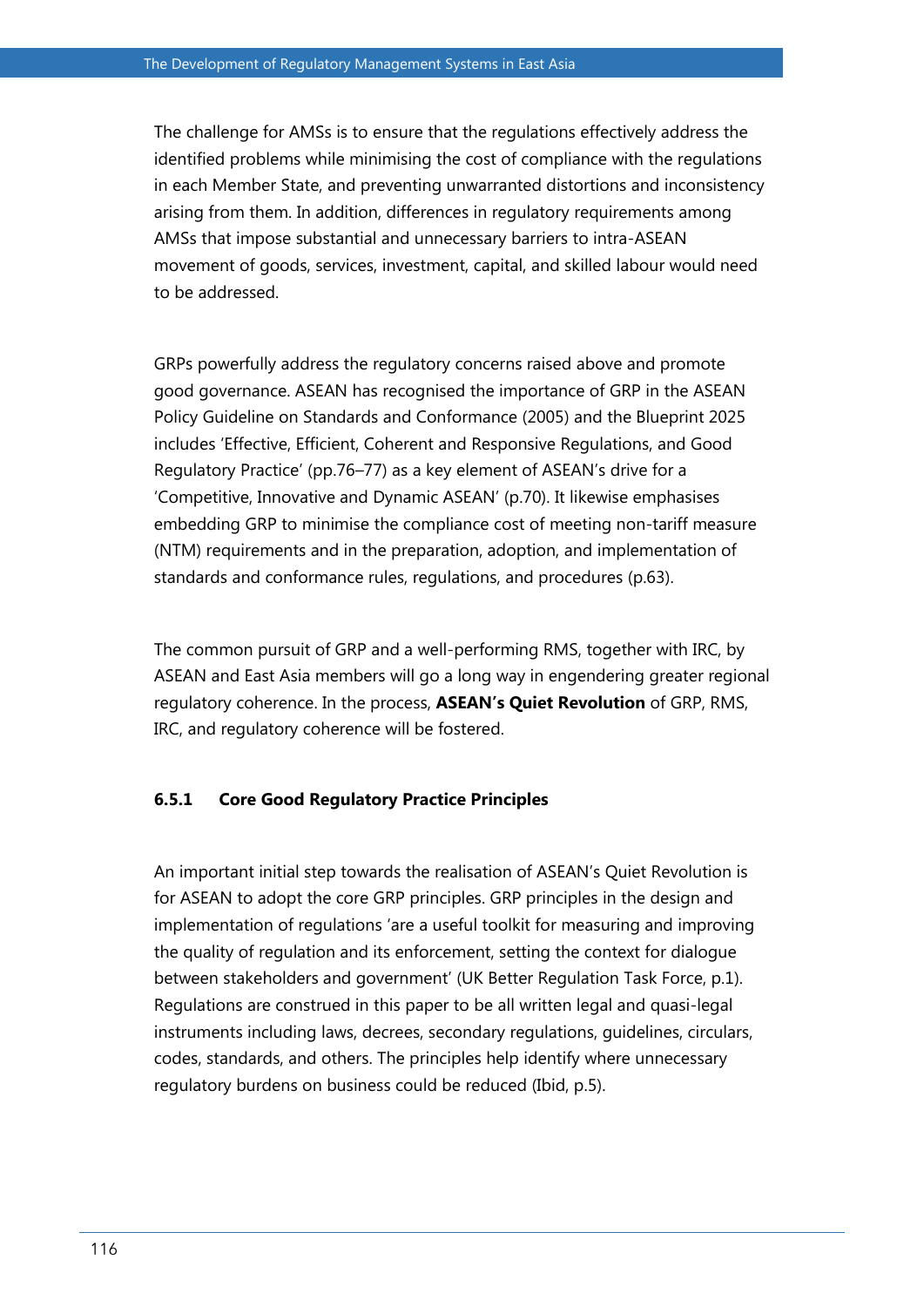The challenge for AMSs is to ensure that the regulations effectively address the identified problems while minimising the cost of compliance with the regulations in each Member State, and preventing unwarranted distortions and inconsistency arising from them. In addition, differences in regulatory requirements among AMSs that impose substantial and unnecessary barriers to intra-ASEAN movement of goods, services, investment, capital, and skilled labour would need to be addressed.

GRPs powerfully address the regulatory concerns raised above and promote good governance. ASEAN has recognised the importance of GRP in the ASEAN Policy Guideline on Standards and Conformance (2005) and the Blueprint 2025 includes 'Effective, Efficient, Coherent and Responsive Regulations, and Good Regulatory Practice' (pp.76–77) as a key element of ASEAN's drive for a 'Competitive, Innovative and Dynamic ASEAN' (p.70). It likewise emphasises embedding GRP to minimise the compliance cost of meeting non-tariff measure (NTM) requirements and in the preparation, adoption, and implementation of standards and conformance rules, regulations, and procedures (p.63).

The common pursuit of GRP and a well-performing RMS, together with IRC, by ASEAN and East Asia members will go a long way in engendering greater regional regulatory coherence. In the process, **ASEAN's Quiet Revolution** of GRP, RMS, IRC, and regulatory coherence will be fostered.

### 6.5.1 Core Good Regulatory Practice Principles

An important initial step towards the realisation of ASEAN's Quiet Revolution is for ASEAN to adopt the core GRP principles. GRP principles in the design and implementation of regulations 'are a useful toolkit for measuring and improving the quality of regulation and its enforcement, setting the context for dialogue between stakeholders and government' (UK Better Regulation Task Force, p.1). Regulations are construed in this paper to be all written legal and quasi-legal instruments including laws, decrees, secondary regulations, guidelines, circulars, codes, standards, and others. The principles help identify where unnecessary regulatory burdens on business could be reduced (Ibid, p.5).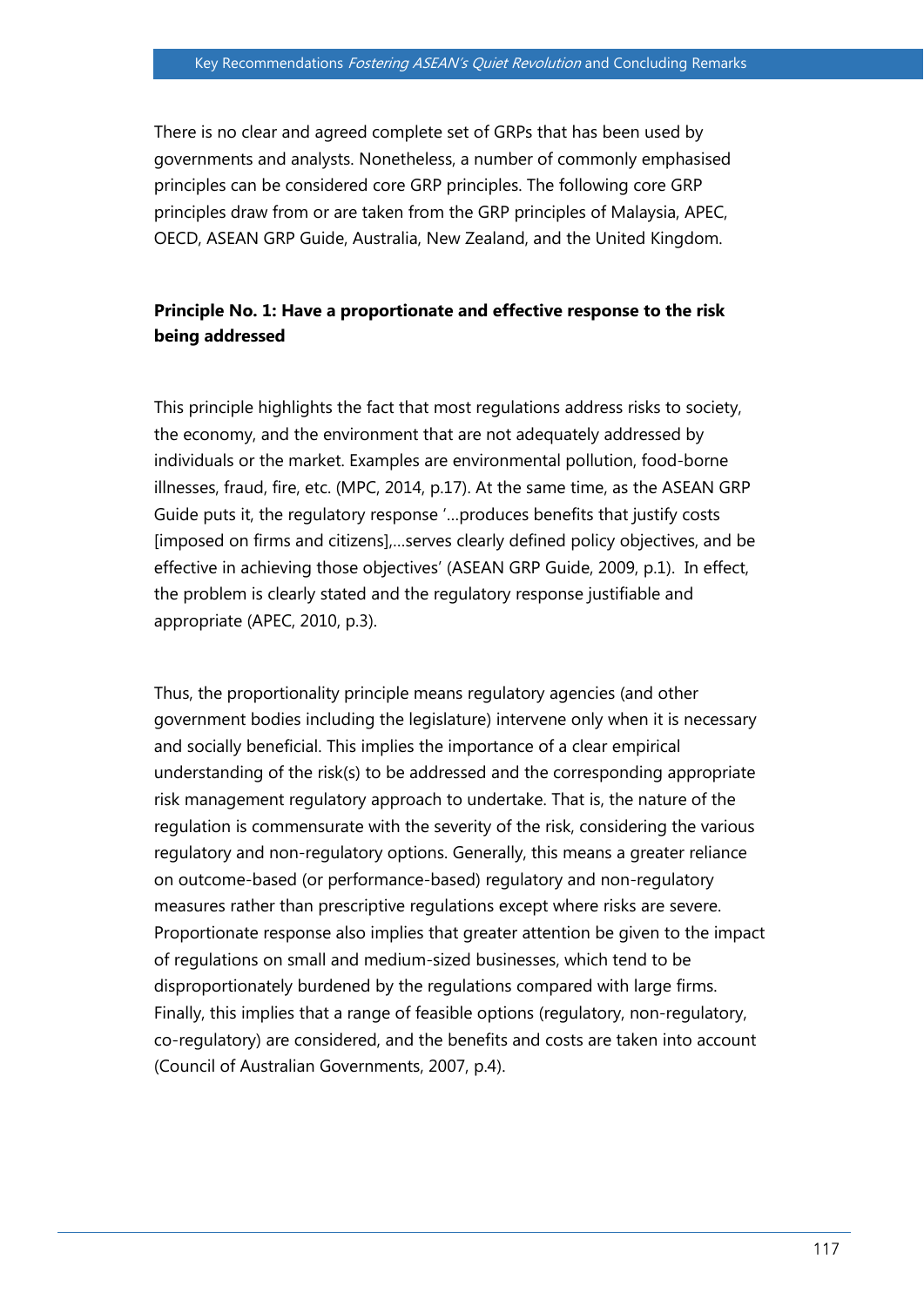There is no clear and agreed complete set of GRPs that has been used by governments and analysts. Nonetheless, a number of commonly emphasised principles can be considered core GRP principles. The following core GRP principles draw from or are taken from the GRP principles of Malaysia, APEC, OECD, ASEAN GRP Guide, Australia, New Zealand, and the United Kingdom.

**Principle No. 1: Have a proportionate and effective response to the risk being addressed**

This principle highlights the fact that most regulations address risks to society, the economy, and the environment that are not adequately addressed by individuals or the market. Examples are environmental pollution, food-borne illnesses, fraud, fire, etc. (MPC, 2014, p.17). At the same time, as the ASEAN GRP Guide puts it, the regulatory response '…produces benefits that justify costs [imposed on firms and citizens],…serves clearly defined policy objectives, and be effective in achieving those objectives' (ASEAN GRP Guide, 2009, p.1). In effect, the problem is clearly stated and the regulatory response justifiable and appropriate (APEC, 2010, p.3).

Thus, the proportionality principle means regulatory agencies (and other government bodies including the legislature) intervene only when it is necessary and socially beneficial. This implies the importance of a clear empirical understanding of the risk(s) to be addressed and the corresponding appropriate risk management regulatory approach to undertake. That is, the nature of the regulation is commensurate with the severity of the risk, considering the various regulatory and non-regulatory options. Generally, this means a greater reliance on outcome-based (or performance-based) regulatory and non-regulatory measures rather than prescriptive regulations except where risks are severe. Proportionate response also implies that greater attention be given to the impact of regulations on small and medium-sized businesses, which tend to be disproportionately burdened by the regulations compared with large firms. Finally, this implies that a range of feasible options (regulatory, non-regulatory, co-regulatory) are considered, and the benefits and costs are taken into account (Council of Australian Governments, 2007, p.4).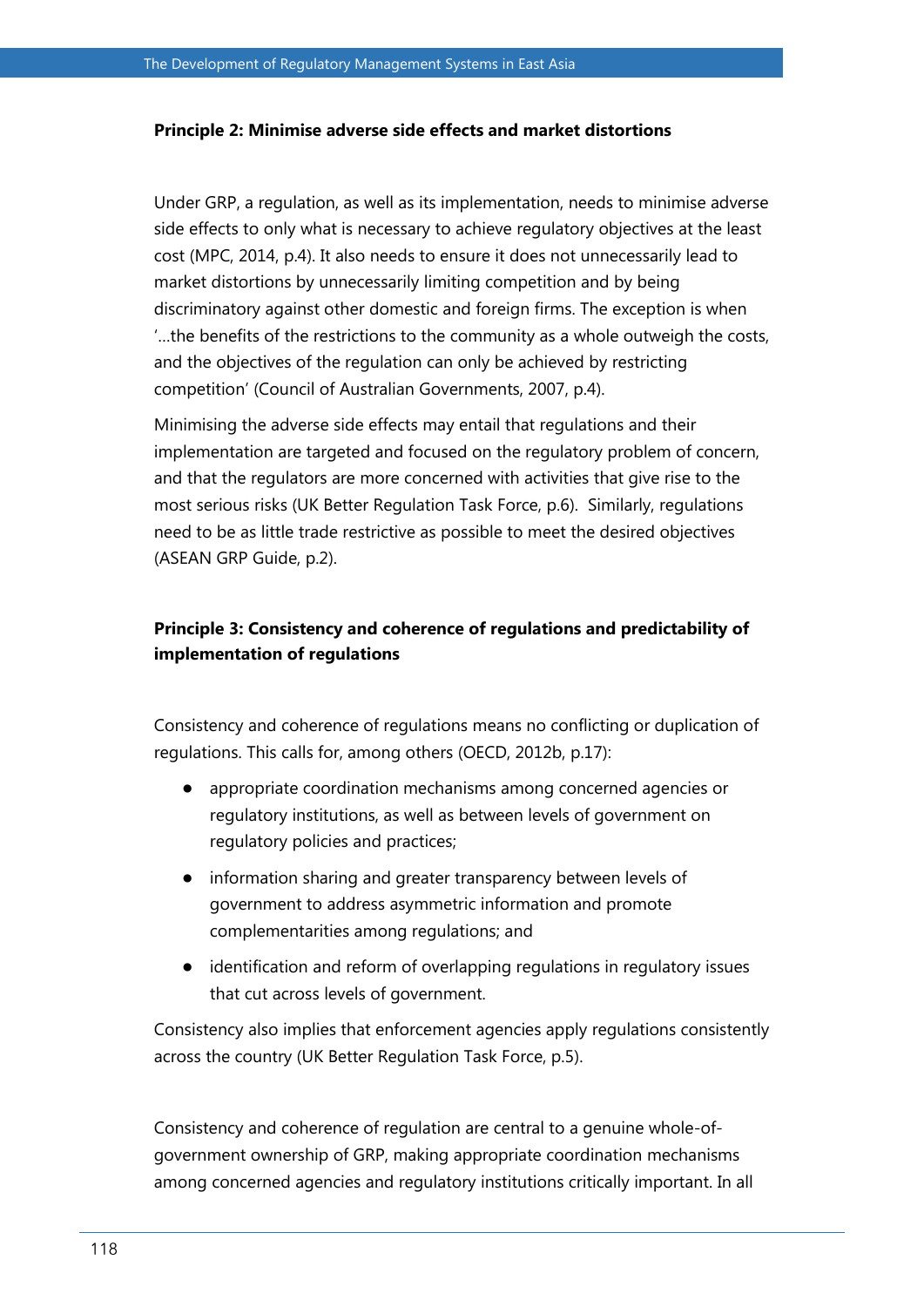**Principle 2: Minimise adverse side effects and market distortions**

Under GRP, a regulation, as well as its implementation, needs to minimise adverse side effects to only what is necessary to achieve regulatory objectives at the least cost (MPC, 2014, p.4). It also needs to ensure it does not unnecessarily lead to market distortions by unnecessarily limiting competition and by being discriminatory against other domestic and foreign firms. The exception is when '…the benefits of the restrictions to the community as a whole outweigh the costs, and the objectives of the regulation can only be achieved by restricting competition' (Council of Australian Governments, 2007, p.4).

Minimising the adverse side effects may entail that regulations and their implementation are targeted and focused on the regulatory problem of concern, and that the regulators are more concerned with activities that give rise to the most serious risks (UK Better Regulation Task Force, p.6). Similarly, regulations need to be as little trade restrictive as possible to meet the desired objectives (ASEAN GRP Guide, p.2).

**Principle 3: Consistency and coherence of regulations and predictability of implementation of regulations**

Consistency and coherence of regulations means no conflicting or duplication of regulations. This calls for, among others (OECD, 2012b, p.17):

- appropriate coordination mechanisms among concerned agencies or regulatory institutions, as well as between levels of government on regulatory policies and practices;
- information sharing and greater transparency between levels of government to address asymmetric information and promote complementarities among regulations; and
- identification and reform of overlapping regulations in regulatory issues that cut across levels of government.

Consistency also implies that enforcement agencies apply regulations consistently across the country (UK Better Regulation Task Force, p.5).

Consistency and coherence of regulation are central to a genuine whole-of-government ownership of GRP, making appropriate coordination mechanisms among concerned agencies and regulatory institutions critically important. In all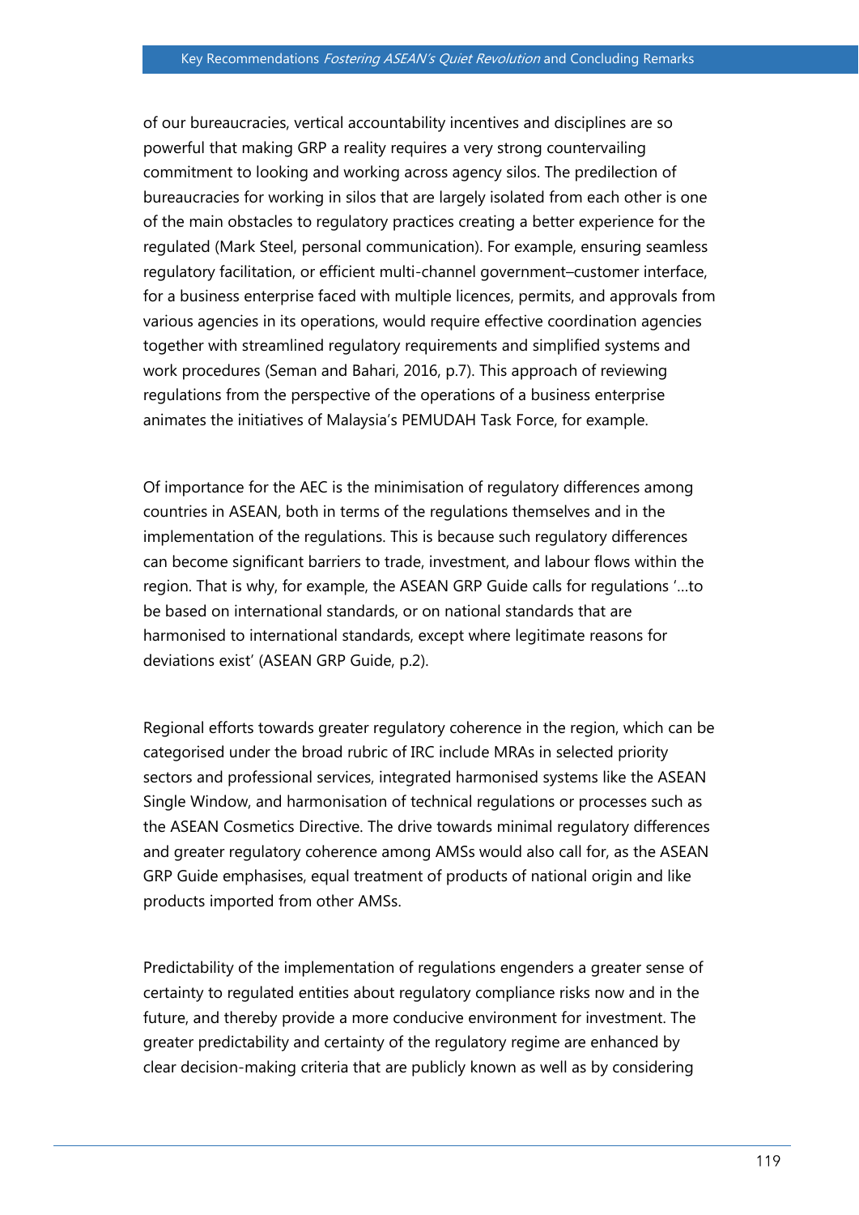of our bureaucracies, vertical accountability incentives and disciplines are so powerful that making GRP a reality requires a very strong countervailing commitment to looking and working across agency silos. The predilection of bureaucracies for working in silos that are largely isolated from each other is one of the main obstacles to regulatory practices creating a better experience for the regulated (Mark Steel, personal communication). For example, ensuring seamless regulatory facilitation, or efficient multi-channel government–customer interface, for a business enterprise faced with multiple licences, permits, and approvals from various agencies in its operations, would require effective coordination agencies together with streamlined regulatory requirements and simplified systems and work procedures (Seman and Bahari, 2016, p.7). This approach of reviewing regulations from the perspective of the operations of a business enterprise animates the initiatives of Malaysia's PEMUDAH Task Force, for example.

Of importance for the AEC is the minimisation of regulatory differences among countries in ASEAN, both in terms of the regulations themselves and in the implementation of the regulations. This is because such regulatory differences can become significant barriers to trade, investment, and labour flows within the region. That is why, for example, the ASEAN GRP Guide calls for regulations '…to be based on international standards, or on national standards that are harmonised to international standards, except where legitimate reasons for deviations exist' (ASEAN GRP Guide, p.2).

Regional efforts towards greater regulatory coherence in the region, which can be categorised under the broad rubric of IRC include MRAs in selected priority sectors and professional services, integrated harmonised systems like the ASEAN Single Window, and harmonisation of technical regulations or processes such as the ASEAN Cosmetics Directive. The drive towards minimal regulatory differences and greater regulatory coherence among AMSs would also call for, as the ASEAN GRP Guide emphasises, equal treatment of products of national origin and like products imported from other AMSs.

Predictability of the implementation of regulations engenders a greater sense of certainty to regulated entities about regulatory compliance risks now and in the future, and thereby provide a more conducive environment for investment. The greater predictability and certainty of the regulatory regime are enhanced by clear decision-making criteria that are publicly known as well as by considering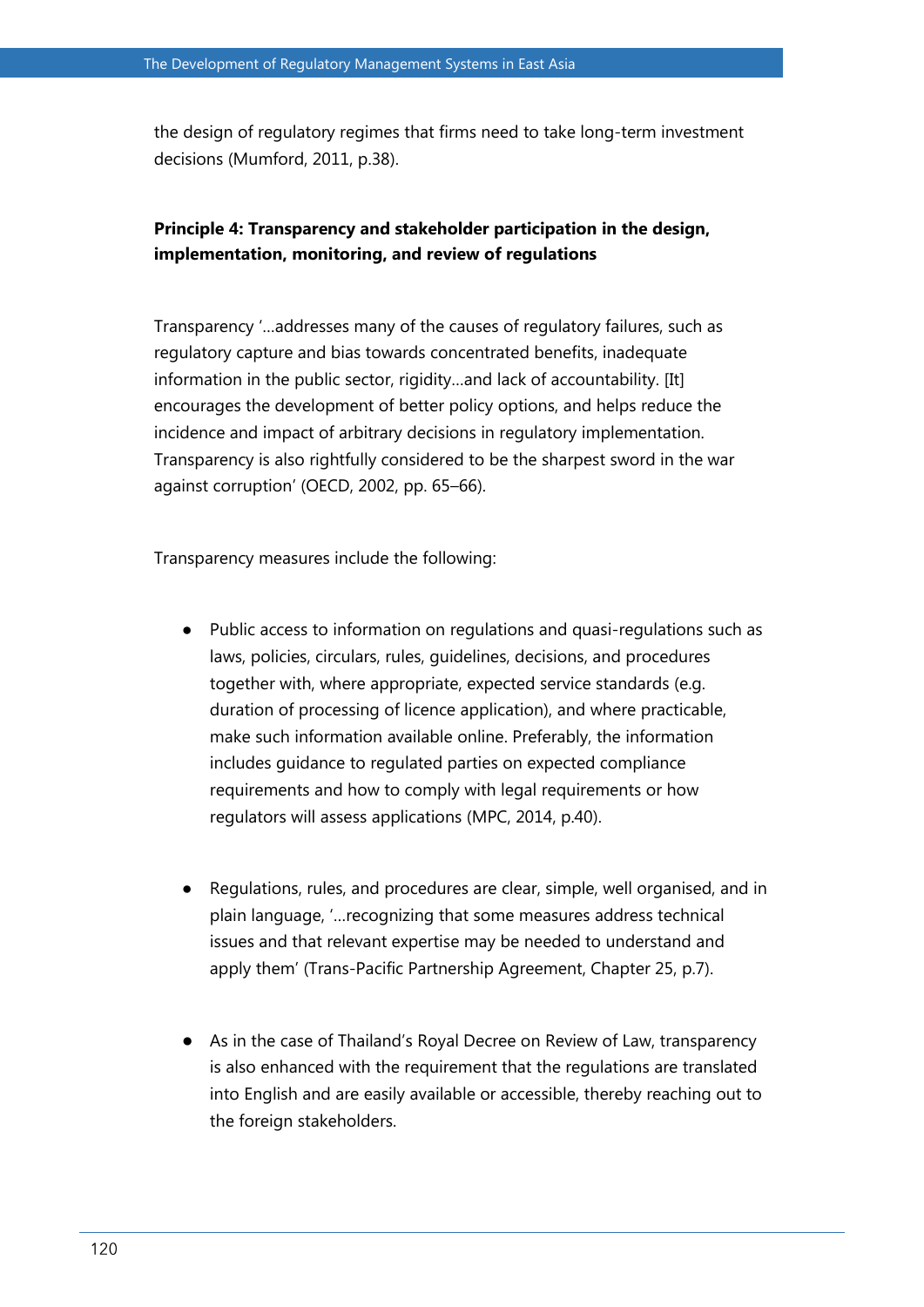the design of regulatory regimes that firms need to take long-term investment decisions (Mumford, 2011, p.38).

**Principle 4: Transparency and stakeholder participation in the design, implementation, monitoring, and review of regulations**

Transparency '…addresses many of the causes of regulatory failures, such as regulatory capture and bias towards concentrated benefits, inadequate information in the public sector, rigidity…and lack of accountability. [It] encourages the development of better policy options, and helps reduce the incidence and impact of arbitrary decisions in regulatory implementation. Transparency is also rightfully considered to be the sharpest sword in the war against corruption' (OECD, 2002, pp. 65–66).

Transparency measures include the following:

- Public access to information on regulations and quasi-regulations such as laws, policies, circulars, rules, guidelines, decisions, and procedures together with, where appropriate, expected service standards (e.g. duration of processing of licence application), and where practicable, make such information available online. Preferably, the information includes guidance to regulated parties on expected compliance requirements and how to comply with legal requirements or how regulators will assess applications (MPC, 2014, p.40).

- Regulations, rules, and procedures are clear, simple, well organised, and in plain language, '…recognizing that some measures address technical issues and that relevant expertise may be needed to understand and apply them' (Trans-Pacific Partnership Agreement, Chapter 25, p.7).

- As in the case of Thailand's Royal Decree on Review of Law, transparency is also enhanced with the requirement that the regulations are translated into English and are easily available or accessible, thereby reaching out to the foreign stakeholders.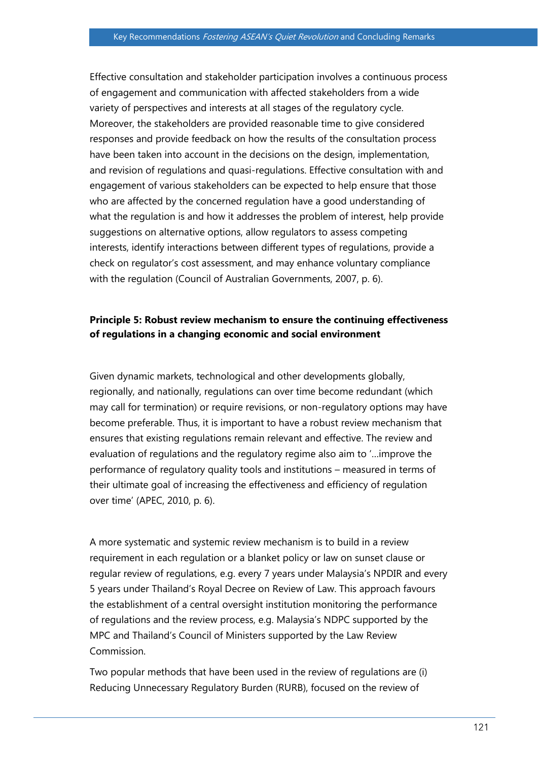Effective consultation and stakeholder participation involves a continuous process of engagement and communication with affected stakeholders from a wide variety of perspectives and interests at all stages of the regulatory cycle. Moreover, the stakeholders are provided reasonable time to give considered responses and provide feedback on how the results of the consultation process have been taken into account in the decisions on the design, implementation, and revision of regulations and quasi-regulations. Effective consultation with and engagement of various stakeholders can be expected to help ensure that those who are affected by the concerned regulation have a good understanding of what the regulation is and how it addresses the problem of interest, help provide suggestions on alternative options, allow regulators to assess competing interests, identify interactions between different types of regulations, provide a check on regulator's cost assessment, and may enhance voluntary compliance with the regulation (Council of Australian Governments, 2007, p. 6).

**Principle 5: Robust review mechanism to ensure the continuing effectiveness of regulations in a changing economic and social environment**

Given dynamic markets, technological and other developments globally, regionally, and nationally, regulations can over time become redundant (which may call for termination) or require revisions, or non-regulatory options may have become preferable. Thus, it is important to have a robust review mechanism that ensures that existing regulations remain relevant and effective. The review and evaluation of regulations and the regulatory regime also aim to '…improve the performance of regulatory quality tools and institutions – measured in terms of their ultimate goal of increasing the effectiveness and efficiency of regulation over time' (APEC, 2010, p. 6).

A more systematic and systemic review mechanism is to build in a review requirement in each regulation or a blanket policy or law on sunset clause or regular review of regulations, e.g. every 7 years under Malaysia's NPDIR and every 5 years under Thailand's Royal Decree on Review of Law. This approach favours the establishment of a central oversight institution monitoring the performance of regulations and the review process, e.g. Malaysia's NDPC supported by the MPC and Thailand's Council of Ministers supported by the Law Review Commission.

Two popular methods that have been used in the review of regulations are (i) Reducing Unnecessary Regulatory Burden (RURB), focused on the review of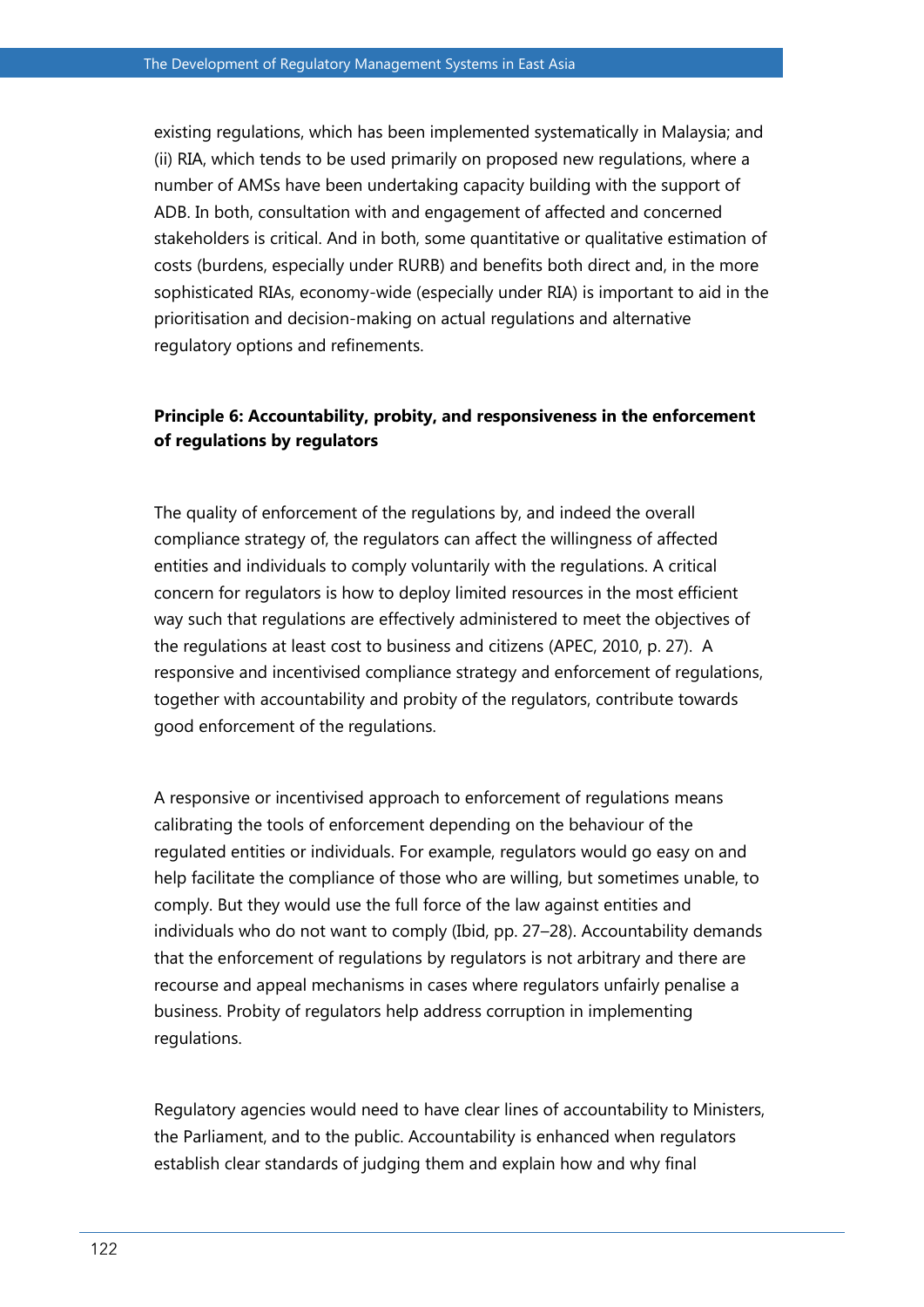existing regulations, which has been implemented systematically in Malaysia; and (ii) RIA, which tends to be used primarily on proposed new regulations, where a number of AMSs have been undertaking capacity building with the support of ADB. In both, consultation with and engagement of affected and concerned stakeholders is critical. And in both, some quantitative or qualitative estimation of costs (burdens, especially under RURB) and benefits both direct and, in the more sophisticated RIAs, economy-wide (especially under RIA) is important to aid in the prioritisation and decision-making on actual regulations and alternative regulatory options and refinements.

**Principle 6: Accountability, probity, and responsiveness in the enforcement of regulations by regulators**

The quality of enforcement of the regulations by, and indeed the overall compliance strategy of, the regulators can affect the willingness of affected entities and individuals to comply voluntarily with the regulations. A critical concern for regulators is how to deploy limited resources in the most efficient way such that regulations are effectively administered to meet the objectives of the regulations at least cost to business and citizens (APEC, 2010, p. 27). A responsive and incentivised compliance strategy and enforcement of regulations, together with accountability and probity of the regulators, contribute towards good enforcement of the regulations.

A responsive or incentivised approach to enforcement of regulations means calibrating the tools of enforcement depending on the behaviour of the regulated entities or individuals. For example, regulators would go easy on and help facilitate the compliance of those who are willing, but sometimes unable, to comply. But they would use the full force of the law against entities and individuals who do not want to comply (Ibid, pp. 27–28). Accountability demands that the enforcement of regulations by regulators is not arbitrary and there are recourse and appeal mechanisms in cases where regulators unfairly penalise a business. Probity of regulators help address corruption in implementing regulations.

Regulatory agencies would need to have clear lines of accountability to Ministers, the Parliament, and to the public. Accountability is enhanced when regulators establish clear standards of judging them and explain how and why final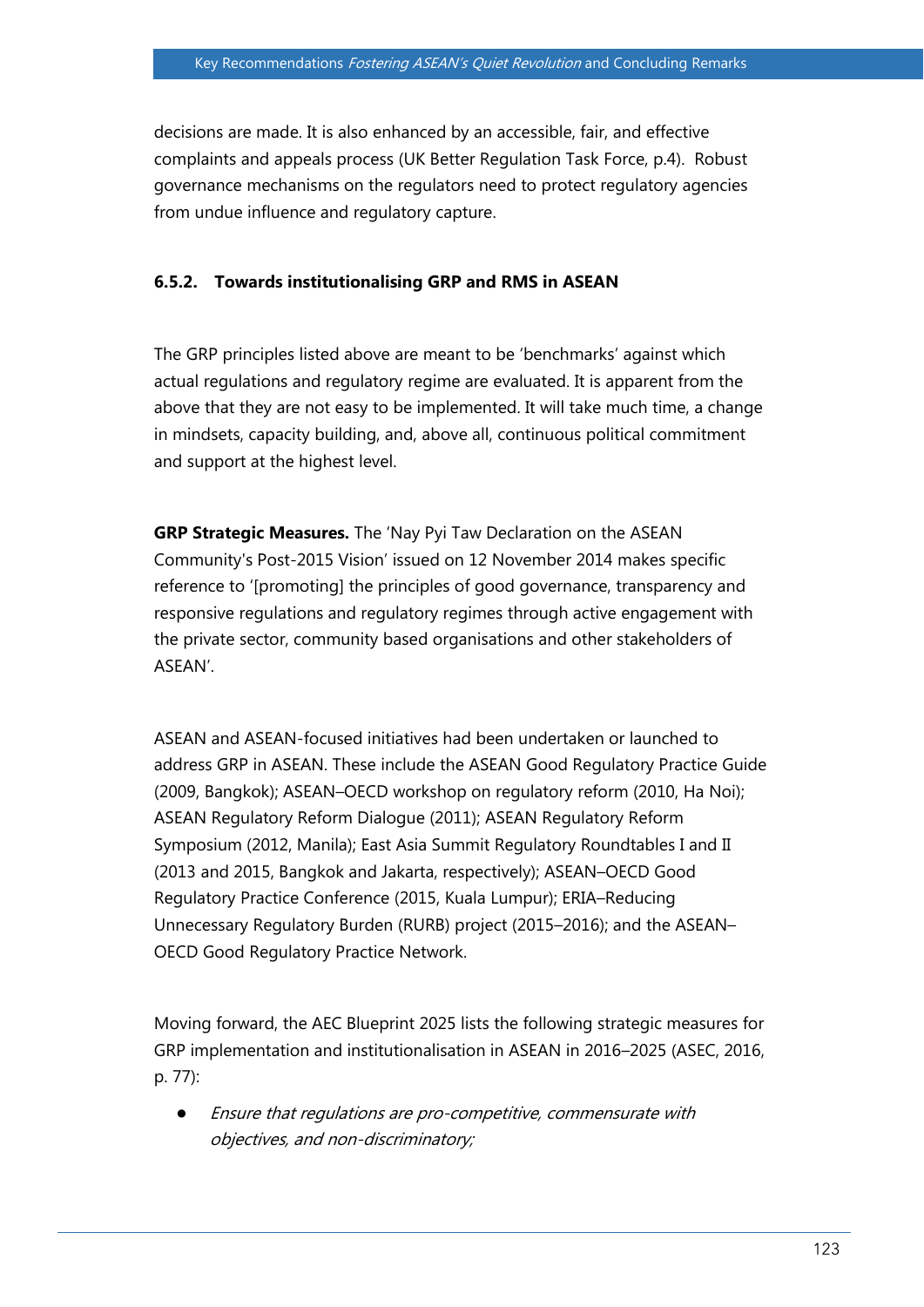decisions are made. It is also enhanced by an accessible, fair, and effective complaints and appeals process (UK Better Regulation Task Force, p.4). Robust governance mechanisms on the regulators need to protect regulatory agencies from undue influence and regulatory capture.

### 6.5.2. Towards institutionalising GRP and RMS in ASEAN

The GRP principles listed above are meant to be 'benchmarks' against which actual regulations and regulatory regime are evaluated. It is apparent from the above that they are not easy to be implemented. It will take much time, a change in mindsets, capacity building, and, above all, continuous political commitment and support at the highest level.

**GRP Strategic Measures.** The 'Nay Pyi Taw Declaration on the ASEAN Community's Post-2015 Vision' issued on 12 November 2014 makes specific reference to '[promoting] the principles of good governance, transparency and responsive regulations and regulatory regimes through active engagement with the private sector, community based organisations and other stakeholders of ASEAN'.

ASEAN and ASEAN-focused initiatives had been undertaken or launched to address GRP in ASEAN. These include the ASEAN Good Regulatory Practice Guide (2009, Bangkok); ASEAN–OECD workshop on regulatory reform (2010, Ha Noi); ASEAN Regulatory Reform Dialogue (2011); ASEAN Regulatory Reform Symposium (2012, Manila); East Asia Summit Regulatory Roundtables I and II (2013 and 2015, Bangkok and Jakarta, respectively); ASEAN–OECD Good Regulatory Practice Conference (2015, Kuala Lumpur); ERIA–Reducing Unnecessary Regulatory Burden (RURB) project (2015–2016); and the ASEAN–OECD Good Regulatory Practice Network.

Moving forward, the AEC Blueprint 2025 lists the following strategic measures for GRP implementation and institutionalisation in ASEAN in 2016–2025 (ASEC, 2016, p. 77):

- *Ensure that regulations are pro-competitive, commensurate with objectives, and non-discriminatory;*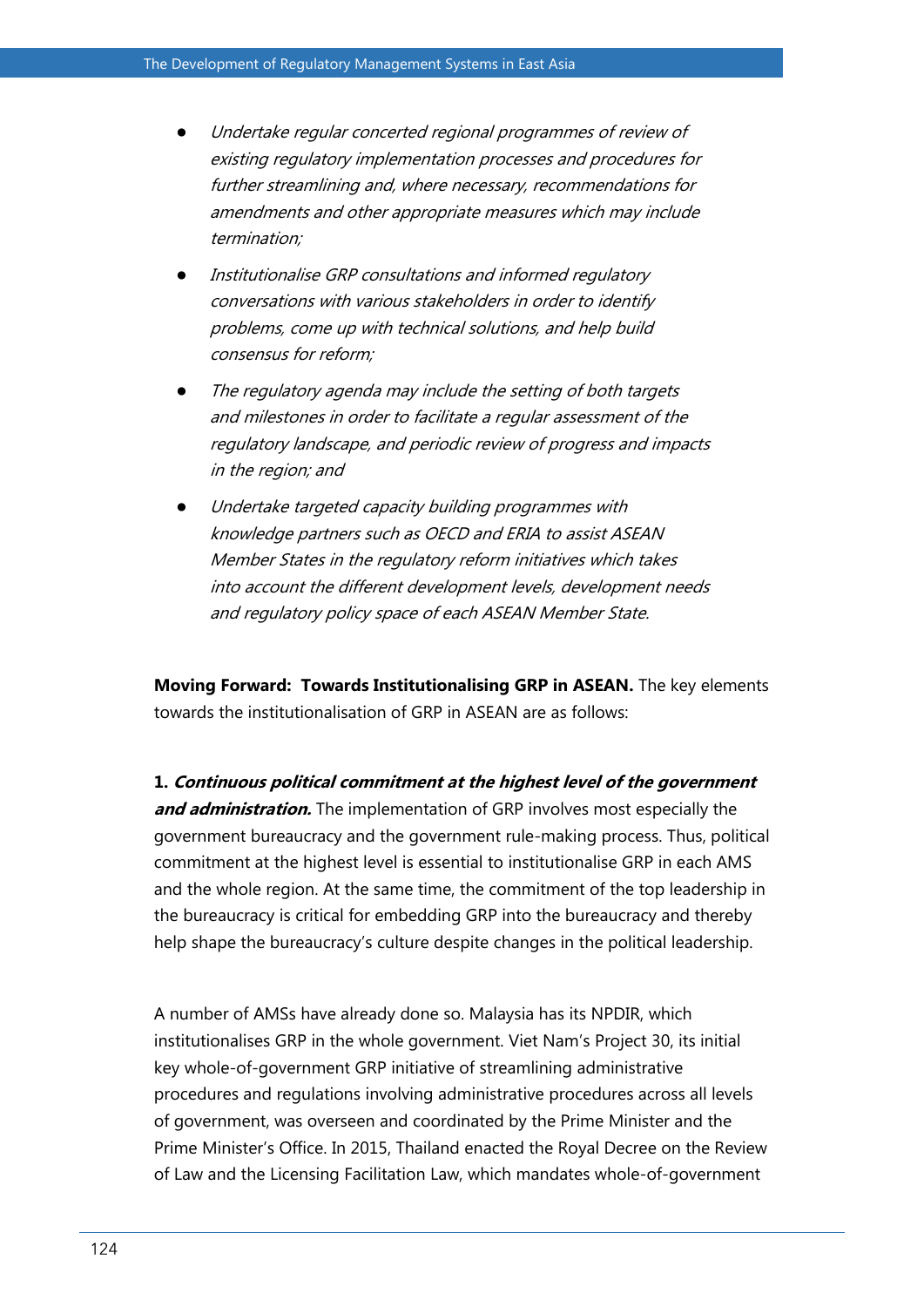- *Undertake regular concerted regional programmes of review of existing regulatory implementation processes and procedures for further streamlining and, where necessary, recommendations for amendments and other appropriate measures which may include termination;*
- *Institutionalise GRP consultations and informed regulatory conversations with various stakeholders in order to identify problems, come up with technical solutions, and help build consensus for reform;*
- *The regulatory agenda may include the setting of both targets and milestones in order to facilitate a regular assessment of the regulatory landscape, and periodic review of progress and impacts in the region; and*
- *Undertake targeted capacity building programmes with knowledge partners such as OECD and ERIA to assist ASEAN Member States in the regulatory reform initiatives which takes into account the different development levels, development needs and regulatory policy space of each ASEAN Member State.*

**Moving Forward: Towards Institutionalising GRP in ASEAN.** The key elements towards the institutionalisation of GRP in ASEAN are as follows:

**1. *Continuous political commitment at the highest level of the government and administration.*** The implementation of GRP involves most especially the government bureaucracy and the government rule-making process. Thus, political commitment at the highest level is essential to institutionalise GRP in each AMS and the whole region. At the same time, the commitment of the top leadership in the bureaucracy is critical for embedding GRP into the bureaucracy and thereby help shape the bureaucracy's culture despite changes in the political leadership.

A number of AMSs have already done so. Malaysia has its NPDIR, which institutionalises GRP in the whole government. Viet Nam's Project 30, its initial key whole-of-government GRP initiative of streamlining administrative procedures and regulations involving administrative procedures across all levels of government, was overseen and coordinated by the Prime Minister and the Prime Minister's Office. In 2015, Thailand enacted the Royal Decree on the Review of Law and the Licensing Facilitation Law, which mandates whole-of-government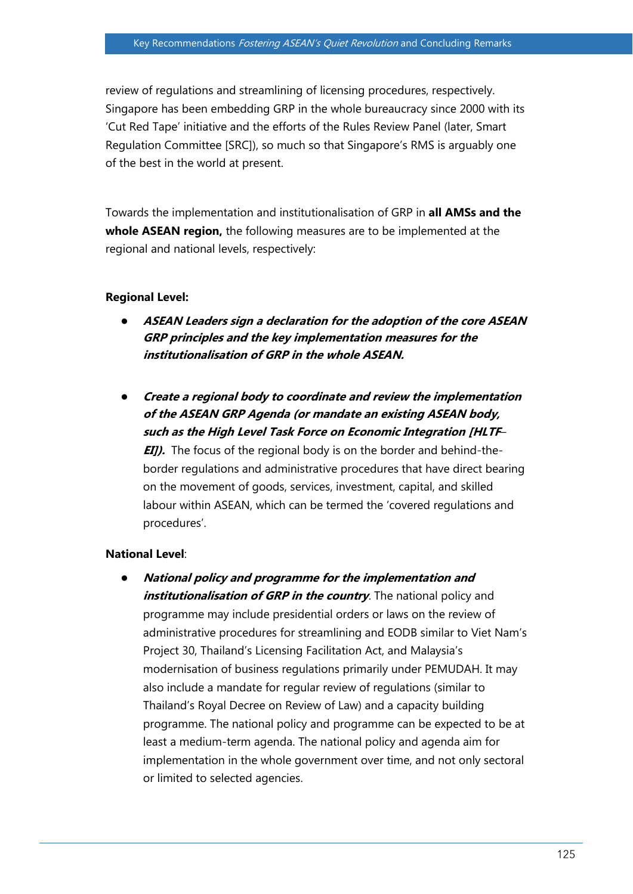review of regulations and streamlining of licensing procedures, respectively. Singapore has been embedding GRP in the whole bureaucracy since 2000 with its 'Cut Red Tape' initiative and the efforts of the Rules Review Panel (later, Smart Regulation Committee [SRC]), so much so that Singapore's RMS is arguably one of the best in the world at present.

Towards the implementation and institutionalisation of GRP in **all AMSs and the whole ASEAN region,** the following measures are to be implemented at the regional and national levels, respectively:

**Regional Level:**

- ***ASEAN Leaders sign a declaration for the adoption of the core ASEAN GRP principles and the key implementation measures for the institutionalisation of GRP in the whole ASEAN.***

- ***Create a regional body to coordinate and review the implementation of the ASEAN GRP Agenda (or mandate an existing ASEAN body, such as the High Level Task Force on Economic Integration [HLTF–EI]).*** The focus of the regional body is on the border and behind-the-border regulations and administrative procedures that have direct bearing on the movement of goods, services, investment, capital, and skilled labour within ASEAN, which can be termed the 'covered regulations and procedures'.

**National Level**:

- ***National policy and programme for the implementation and institutionalisation of GRP in the country***. The national policy and programme may include presidential orders or laws on the review of administrative procedures for streamlining and EODB similar to Viet Nam's Project 30, Thailand's Licensing Facilitation Act, and Malaysia's modernisation of business regulations primarily under PEMUDAH. It may also include a mandate for regular review of regulations (similar to Thailand's Royal Decree on Review of Law) and a capacity building programme. The national policy and programme can be expected to be at least a medium-term agenda. The national policy and agenda aim for implementation in the whole government over time, and not only sectoral or limited to selected agencies.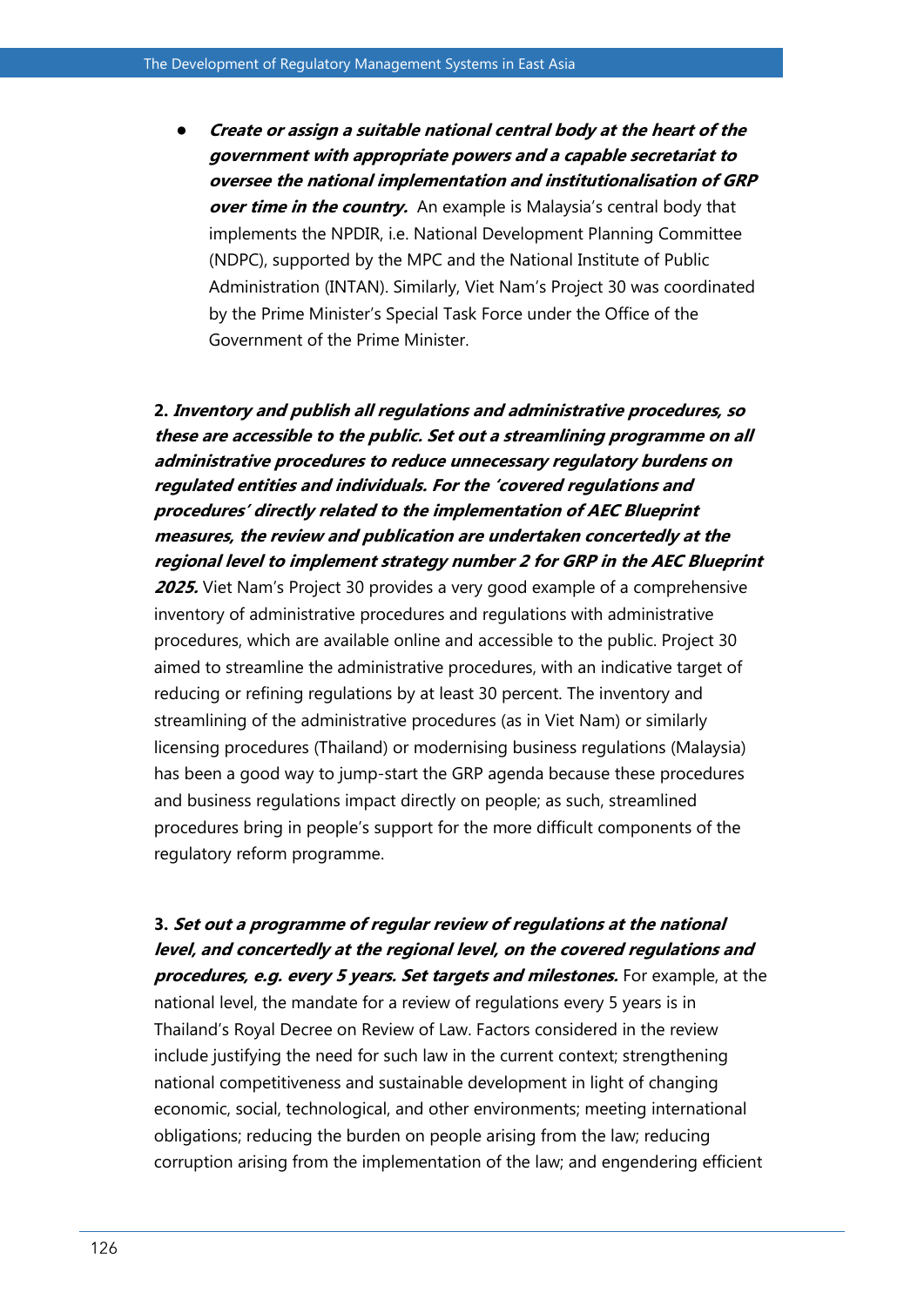- ***Create or assign a suitable national central body at the heart of the government with appropriate powers and a capable secretariat to oversee the national implementation and institutionalisation of GRP over time in the country.*** An example is Malaysia's central body that implements the NPDIR, i.e. National Development Planning Committee (NDPC), supported by the MPC and the National Institute of Public Administration (INTAN). Similarly, Viet Nam's Project 30 was coordinated by the Prime Minister's Special Task Force under the Office of the Government of the Prime Minister.

**2. *Inventory and publish all regulations and administrative procedures, so these are accessible to the public. Set out a streamlining programme on all administrative procedures to reduce unnecessary regulatory burdens on regulated entities and individuals. For the 'covered regulations and procedures' directly related to the implementation of AEC Blueprint measures, the review and publication are undertaken concertedly at the regional level to implement strategy number 2 for GRP in the AEC Blueprint 2025.*** Viet Nam's Project 30 provides a very good example of a comprehensive inventory of administrative procedures and regulations with administrative procedures, which are available online and accessible to the public. Project 30 aimed to streamline the administrative procedures, with an indicative target of reducing or refining regulations by at least 30 percent. The inventory and streamlining of the administrative procedures (as in Viet Nam) or similarly licensing procedures (Thailand) or modernising business regulations (Malaysia) has been a good way to jump-start the GRP agenda because these procedures and business regulations impact directly on people; as such, streamlined procedures bring in people's support for the more difficult components of the regulatory reform programme.

**3. *Set out a programme of regular review of regulations at the national level, and concertedly at the regional level, on the covered regulations and procedures, e.g. every 5 years. Set targets and milestones.*** For example, at the national level, the mandate for a review of regulations every 5 years is in Thailand's Royal Decree on Review of Law. Factors considered in the review include justifying the need for such law in the current context; strengthening national competitiveness and sustainable development in light of changing economic, social, technological, and other environments; meeting international obligations; reducing the burden on people arising from the law; reducing corruption arising from the implementation of the law; and engendering efficient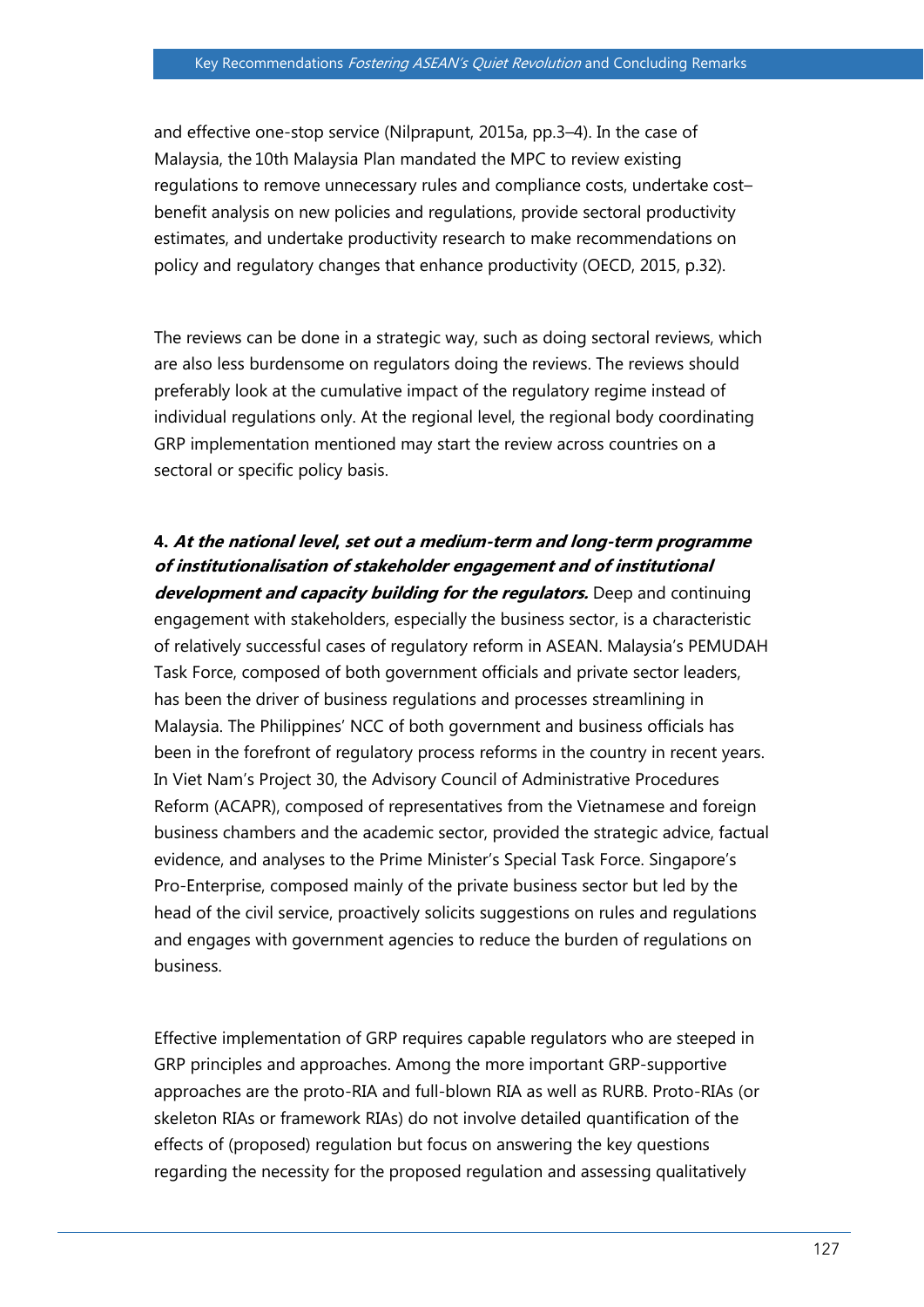and effective one-stop service (Nilprapunt, 2015a, pp.3–4). In the case of Malaysia, the 10th Malaysia Plan mandated the MPC to review existing regulations to remove unnecessary rules and compliance costs, undertake cost–benefit analysis on new policies and regulations, provide sectoral productivity estimates, and undertake productivity research to make recommendations on policy and regulatory changes that enhance productivity (OECD, 2015, p.32).

The reviews can be done in a strategic way, such as doing sectoral reviews, which are also less burdensome on regulators doing the reviews. The reviews should preferably look at the cumulative impact of the regulatory regime instead of individual regulations only. At the regional level, the regional body coordinating GRP implementation mentioned may start the review across countries on a sectoral or specific policy basis.

**4. *At the national level, set out a medium-term and long-term programme of institutionalisation of stakeholder engagement and of institutional development and capacity building for the regulators.*** Deep and continuing engagement with stakeholders, especially the business sector, is a characteristic of relatively successful cases of regulatory reform in ASEAN. Malaysia's PEMUDAH Task Force, composed of both government officials and private sector leaders, has been the driver of business regulations and processes streamlining in Malaysia. The Philippines' NCC of both government and business officials has been in the forefront of regulatory process reforms in the country in recent years. In Viet Nam's Project 30, the Advisory Council of Administrative Procedures Reform (ACAPR), composed of representatives from the Vietnamese and foreign business chambers and the academic sector, provided the strategic advice, factual evidence, and analyses to the Prime Minister's Special Task Force. Singapore's Pro-Enterprise, composed mainly of the private business sector but led by the head of the civil service, proactively solicits suggestions on rules and regulations and engages with government agencies to reduce the burden of regulations on business.

Effective implementation of GRP requires capable regulators who are steeped in GRP principles and approaches. Among the more important GRP-supportive approaches are the proto-RIA and full-blown RIA as well as RURB. Proto-RIAs (or skeleton RIAs or framework RIAs) do not involve detailed quantification of the effects of (proposed) regulation but focus on answering the key questions regarding the necessity for the proposed regulation and assessing qualitatively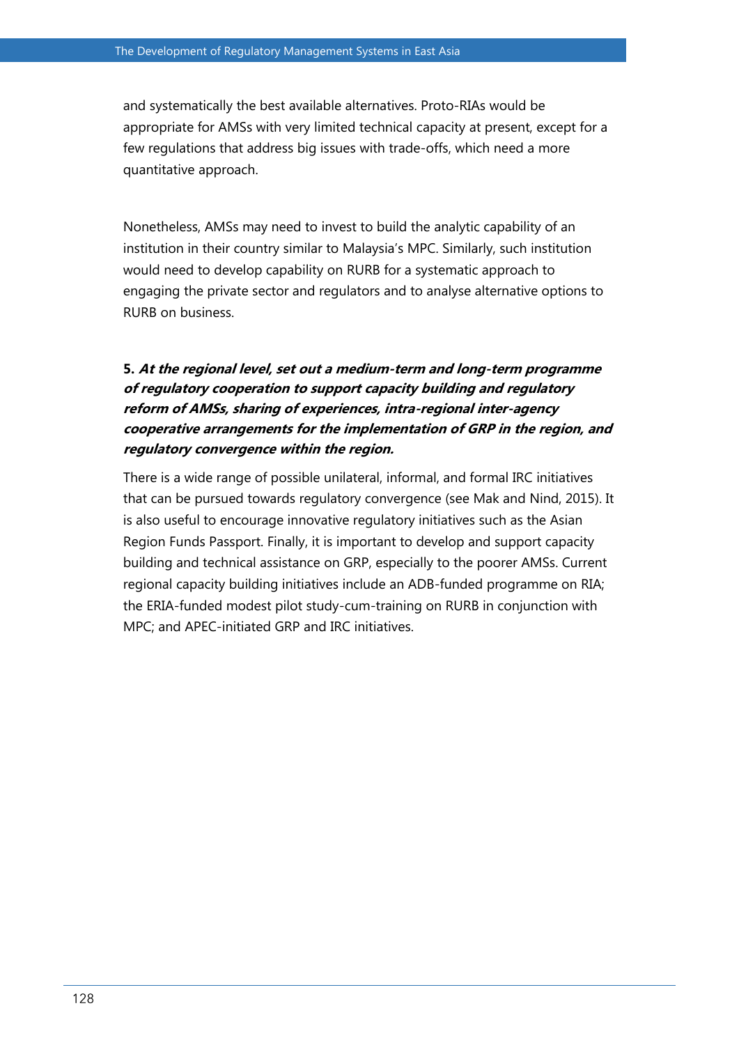and systematically the best available alternatives. Proto-RIAs would be appropriate for AMSs with very limited technical capacity at present, except for a few regulations that address big issues with trade-offs, which need a more quantitative approach.

Nonetheless, AMSs may need to invest to build the analytic capability of an institution in their country similar to Malaysia's MPC. Similarly, such institution would need to develop capability on RURB for a systematic approach to engaging the private sector and regulators and to analyse alternative options to RURB on business.

**5.** ***At the regional level, set out a medium-term and long-term programme of regulatory cooperation to support capacity building and regulatory reform of AMSs, sharing of experiences, intra-regional inter-agency cooperative arrangements for the implementation of GRP in the region, and regulatory convergence within the region.***

There is a wide range of possible unilateral, informal, and formal IRC initiatives that can be pursued towards regulatory convergence (see Mak and Nind, 2015). It is also useful to encourage innovative regulatory initiatives such as the Asian Region Funds Passport. Finally, it is important to develop and support capacity building and technical assistance on GRP, especially to the poorer AMSs. Current regional capacity building initiatives include an ADB-funded programme on RIA; the ERIA-funded modest pilot study-cum-training on RURB in conjunction with MPC; and APEC-initiated GRP and IRC initiatives.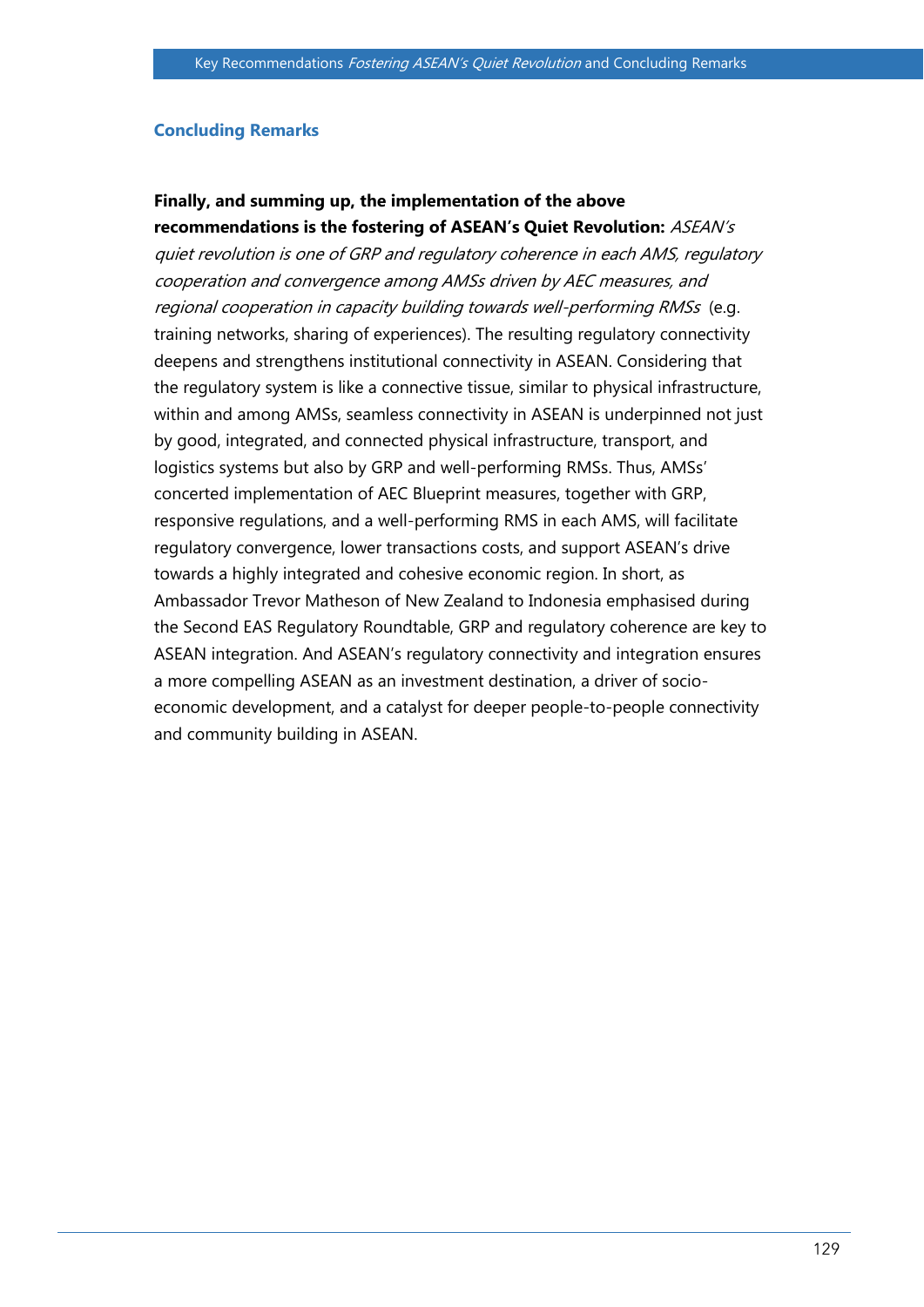## Concluding Remarks

**Finally, and summing up, the implementation of the above recommendations is the fostering of ASEAN's Quiet Revolution:** *ASEAN's quiet revolution is one of GRP and regulatory coherence in each AMS, regulatory cooperation and convergence among AMSs driven by AEC measures, and regional cooperation in capacity building towards well-performing RMSs* (e.g. training networks, sharing of experiences). The resulting regulatory connectivity deepens and strengthens institutional connectivity in ASEAN. Considering that the regulatory system is like a connective tissue, similar to physical infrastructure, within and among AMSs, seamless connectivity in ASEAN is underpinned not just by good, integrated, and connected physical infrastructure, transport, and logistics systems but also by GRP and well-performing RMSs. Thus, AMSs' concerted implementation of AEC Blueprint measures, together with GRP, responsive regulations, and a well-performing RMS in each AMS, will facilitate regulatory convergence, lower transactions costs, and support ASEAN's drive towards a highly integrated and cohesive economic region. In short, as Ambassador Trevor Matheson of New Zealand to Indonesia emphasised during the Second EAS Regulatory Roundtable, GRP and regulatory coherence are key to ASEAN integration. And ASEAN's regulatory connectivity and integration ensures a more compelling ASEAN as an investment destination, a driver of socio-economic development, and a catalyst for deeper people-to-people connectivity and community building in ASEAN.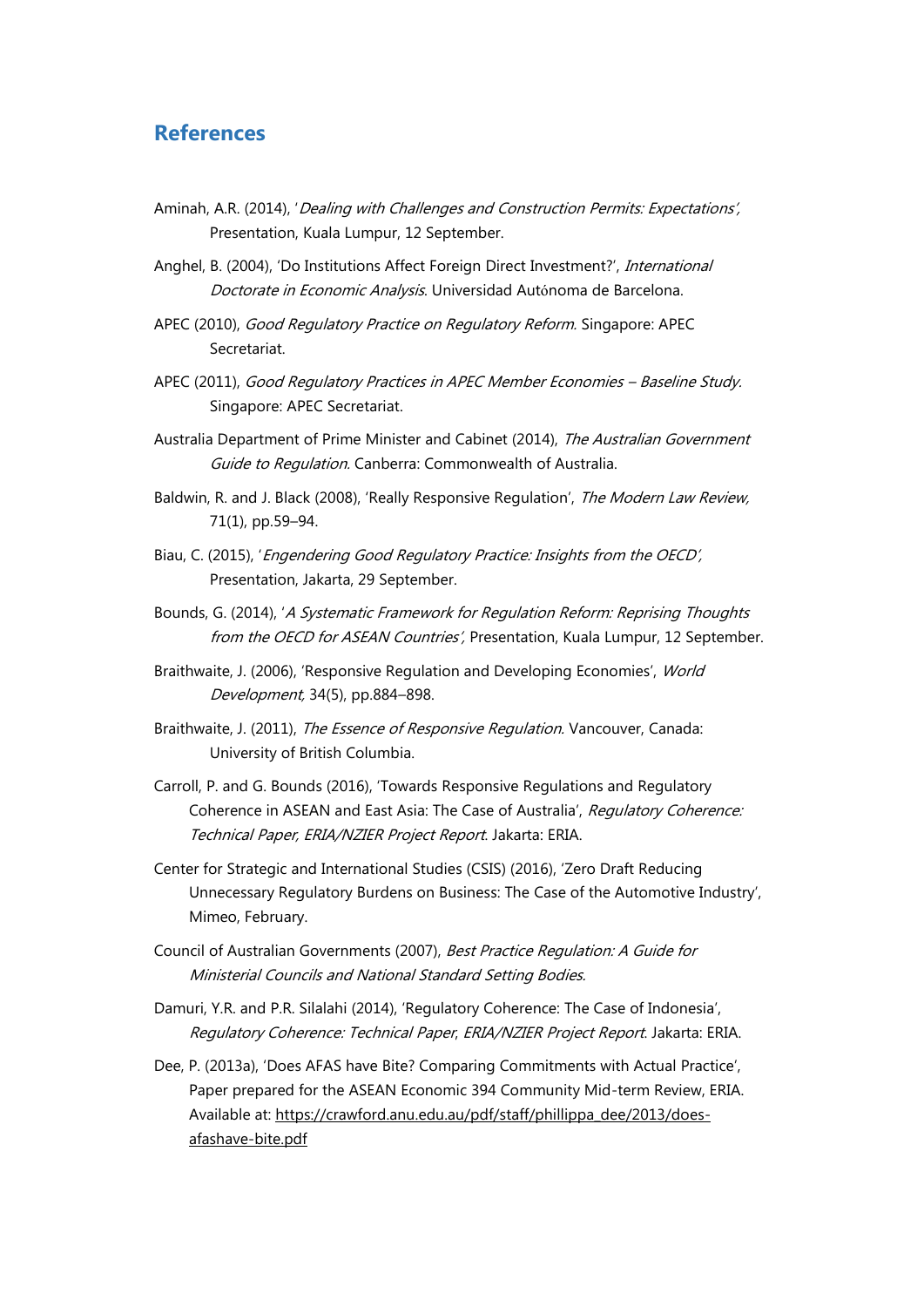## References

Aminah, A.R. (2014), '*Dealing with Challenges and Construction Permits: Expectations'*, Presentation, Kuala Lumpur, 12 September.

Anghel, B. (2004), 'Do Institutions Affect Foreign Direct Investment?', *International Doctorate in Economic Analysis*. Universidad Autónoma de Barcelona.

APEC (2010), *Good Regulatory Practice on Regulatory Reform*. Singapore: APEC Secretariat.

APEC (2011), *Good Regulatory Practices in APEC Member Economies – Baseline Study*. Singapore: APEC Secretariat.

Australia Department of Prime Minister and Cabinet (2014), *The Australian Government Guide to Regulation*. Canberra: Commonwealth of Australia.

Baldwin, R. and J. Black (2008), 'Really Responsive Regulation', *The Modern Law Review,* 71(1), pp.59–94.

Biau, C. (2015), '*Engendering Good Regulatory Practice: Insights from the OECD'*, Presentation, Jakarta, 29 September.

Bounds, G. (2014), '*A Systematic Framework for Regulation Reform: Reprising Thoughts from the OECD for ASEAN Countries'*, Presentation, Kuala Lumpur, 12 September.

Braithwaite, J. (2006), 'Responsive Regulation and Developing Economies', *World Development,* 34(5), pp.884–898.

Braithwaite, J. (2011), *The Essence of Responsive Regulation*. Vancouver, Canada: University of British Columbia.

Carroll, P. and G. Bounds (2016), 'Towards Responsive Regulations and Regulatory Coherence in ASEAN and East Asia: The Case of Australia', *Regulatory Coherence: Technical Paper, ERIA/NZIER Project Report*. Jakarta: ERIA.

Center for Strategic and International Studies (CSIS) (2016), 'Zero Draft Reducing Unnecessary Regulatory Burdens on Business: The Case of the Automotive Industry', Mimeo, February.

Council of Australian Governments (2007), *Best Practice Regulation: A Guide for Ministerial Councils and National Standard Setting Bodies.*

Damuri, Y.R. and P.R. Silalahi (2014), 'Regulatory Coherence: The Case of Indonesia', *Regulatory Coherence: Technical Paper*, *ERIA/NZIER Project Report*. Jakarta: ERIA.

Dee, P. (2013a), 'Does AFAS have Bite? Comparing Commitments with Actual Practice', Paper prepared for the ASEAN Economic 394 Community Mid-term Review, ERIA. Available at: https://crawford.anu.edu.au/pdf/staff/phillippa_dee/2013/does-afashave-bite.pdf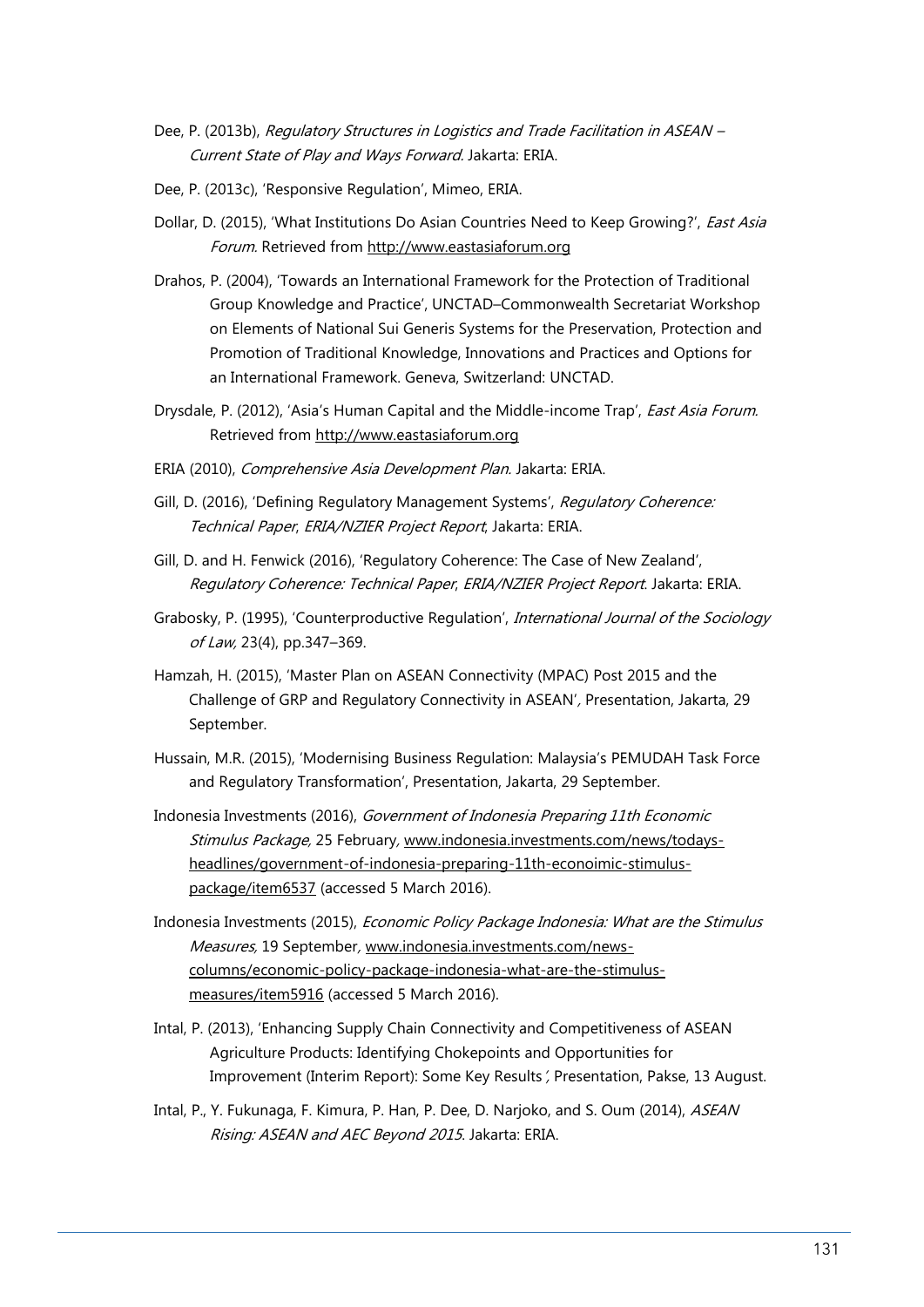Dee, P. (2013b), *Regulatory Structures in Logistics and Trade Facilitation in ASEAN – Current State of Play and Ways Forward*. Jakarta: ERIA.

Dee, P. (2013c), 'Responsive Regulation', Mimeo, ERIA.

Dollar, D. (2015), 'What Institutions Do Asian Countries Need to Keep Growing?', *East Asia Forum*. Retrieved from http://www.eastasiaforum.org

Drahos, P. (2004), 'Towards an International Framework for the Protection of Traditional Group Knowledge and Practice', UNCTAD–Commonwealth Secretariat Workshop on Elements of National Sui Generis Systems for the Preservation, Protection and Promotion of Traditional Knowledge, Innovations and Practices and Options for an International Framework. Geneva, Switzerland: UNCTAD.

Drysdale, P. (2012), 'Asia's Human Capital and the Middle-income Trap', *East Asia Forum*. Retrieved from http://www.eastasiaforum.org

ERIA (2010), *Comprehensive Asia Development Plan.* Jakarta: ERIA.

Gill, D. (2016), 'Defining Regulatory Management Systems', *Regulatory Coherence: Technical Paper*, *ERIA/NZIER Project Report*, Jakarta: ERIA.

Gill, D. and H. Fenwick (2016), 'Regulatory Coherence: The Case of New Zealand', *Regulatory Coherence: Technical Paper*, *ERIA/NZIER Project Report*. Jakarta: ERIA.

Grabosky, P. (1995), 'Counterproductive Regulation', *International Journal of the Sociology of Law,* 23(4), pp.347–369.

Hamzah, H. (2015), 'Master Plan on ASEAN Connectivity (MPAC) Post 2015 and the Challenge of GRP and Regulatory Connectivity in ASEAN', Presentation, Jakarta, 29 September.

Hussain, M.R. (2015), 'Modernising Business Regulation: Malaysia's PEMUDAH Task Force and Regulatory Transformation', Presentation, Jakarta, 29 September.

Indonesia Investments (2016), *Government of Indonesia Preparing 11th Economic Stimulus Package,* 25 February, www.indonesia.investments.com/news/todays-headlines/government-of-indonesia-preparing-11th-econoimic-stimulus-package/item6537 (accessed 5 March 2016).

Indonesia Investments (2015), *Economic Policy Package Indonesia: What are the Stimulus Measures,* 19 September, www.indonesia.investments.com/news-columns/economic-policy-package-indonesia-what-are-the-stimulus-measures/item5916 (accessed 5 March 2016).

Intal, P. (2013), 'Enhancing Supply Chain Connectivity and Competitiveness of ASEAN Agriculture Products: Identifying Chokepoints and Opportunities for Improvement (Interim Report): Some Key Results', Presentation, Pakse, 13 August.

Intal, P., Y. Fukunaga, F. Kimura, P. Han, P. Dee, D. Narjoko, and S. Oum (2014), *ASEAN Rising: ASEAN and AEC Beyond 2015*. Jakarta: ERIA.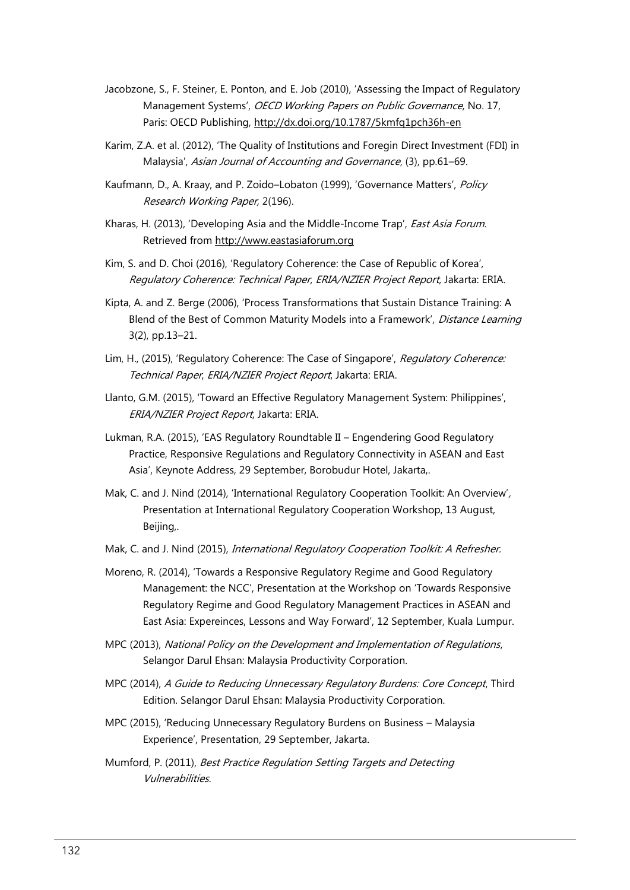Jacobzone, S., F. Steiner, E. Ponton, and E. Job (2010), 'Assessing the Impact of Regulatory Management Systems', *OECD Working Papers on Public Governance*, No. 17, Paris: OECD Publishing, http://dx.doi.org/10.1787/5kmfq1pch36h-en

Karim, Z.A. et al. (2012), 'The Quality of Institutions and Foregin Direct Investment (FDI) in Malaysia', *Asian Journal of Accounting and Governance*, (3), pp.61–69.

Kaufmann, D., A. Kraay, and P. Zoido–Lobaton (1999), 'Governance Matters', *Policy Research Working Paper,* 2(196).

Kharas, H. (2013), 'Developing Asia and the Middle-Income Trap', *East Asia Forum*. Retrieved from http://www.eastasiaforum.org

Kim, S. and D. Choi (2016), 'Regulatory Coherence: the Case of Republic of Korea', *Regulatory Coherence: Technical Paper*, *ERIA/NZIER Project Report*, Jakarta: ERIA.

Kipta, A. and Z. Berge (2006), 'Process Transformations that Sustain Distance Training: A Blend of the Best of Common Maturity Models into a Framework', *Distance Learning* 3(2), pp.13–21.

Lim, H., (2015), 'Regulatory Coherence: The Case of Singapore', *Regulatory Coherence: Technical Paper*, *ERIA/NZIER Project Report*, Jakarta: ERIA.

Llanto, G.M. (2015), 'Toward an Effective Regulatory Management System: Philippines', *ERIA/NZIER Project Report*, Jakarta: ERIA.

Lukman, R.A. (2015), 'EAS Regulatory Roundtable II – Engendering Good Regulatory Practice, Responsive Regulations and Regulatory Connectivity in ASEAN and East Asia', Keynote Address, 29 September, Borobudur Hotel, Jakarta,.

Mak, C. and J. Nind (2014), 'International Regulatory Cooperation Toolkit: An Overview', Presentation at International Regulatory Cooperation Workshop, 13 August, Beijing,.

Mak, C. and J. Nind (2015), *International Regulatory Cooperation Toolkit: A Refresher.*

Moreno, R. (2014), 'Towards a Responsive Regulatory Regime and Good Regulatory Management: the NCC', Presentation at the Workshop on 'Towards Responsive Regulatory Regime and Good Regulatory Management Practices in ASEAN and East Asia: Expereinces, Lessons and Way Forward', 12 September, Kuala Lumpur.

MPC (2013), *National Policy on the Development and Implementation of Regulations*, Selangor Darul Ehsan: Malaysia Productivity Corporation.

MPC (2014), *A Guide to Reducing Unnecessary Regulatory Burdens: Core Concept*, Third Edition. Selangor Darul Ehsan: Malaysia Productivity Corporation.

MPC (2015), 'Reducing Unnecessary Regulatory Burdens on Business – Malaysia Experience', Presentation, 29 September, Jakarta.

Mumford, P. (2011), *Best Practice Regulation Setting Targets and Detecting Vulnerabilities*.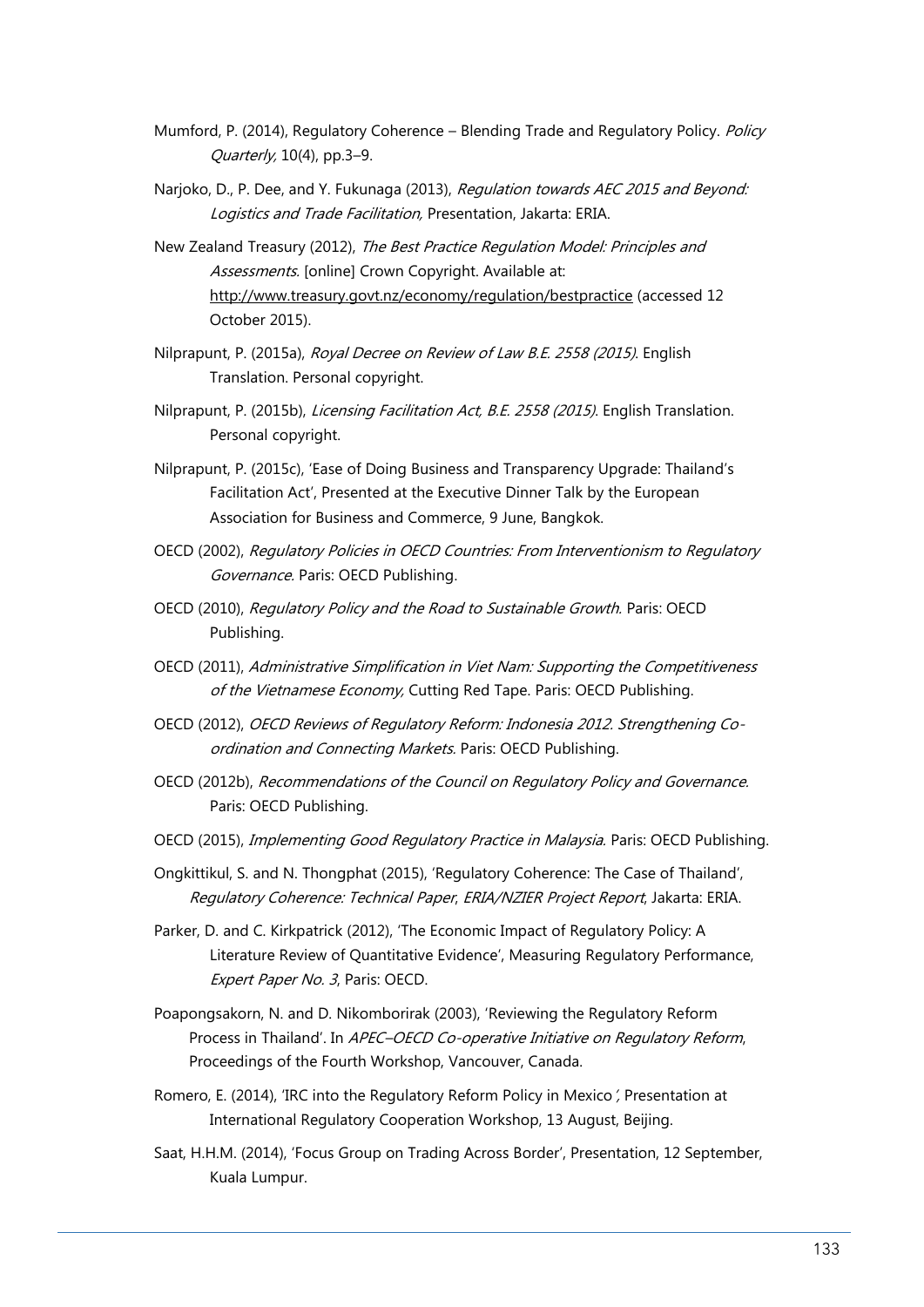Mumford, P. (2014), Regulatory Coherence – Blending Trade and Regulatory Policy. *Policy Quarterly,* 10(4), pp.3–9.

Narjoko, D., P. Dee, and Y. Fukunaga (2013), *Regulation towards AEC 2015 and Beyond: Logistics and Trade Facilitation,* Presentation, Jakarta: ERIA.

New Zealand Treasury (2012), *The Best Practice Regulation Model: Principles and Assessments*. [online] Crown Copyright. Available at: http://www.treasury.govt.nz/economy/regulation/bestpractice (accessed 12 October 2015).

Nilprapunt, P. (2015a), *Royal Decree on Review of Law B.E. 2558 (2015)*. English Translation. Personal copyright.

Nilprapunt, P. (2015b), *Licensing Facilitation Act, B.E. 2558 (2015)*. English Translation. Personal copyright.

Nilprapunt, P. (2015c), 'Ease of Doing Business and Transparency Upgrade: Thailand's Facilitation Act', Presented at the Executive Dinner Talk by the European Association for Business and Commerce, 9 June, Bangkok.

OECD (2002), *Regulatory Policies in OECD Countries: From Interventionism to Regulatory Governance*. Paris: OECD Publishing.

OECD (2010), *Regulatory Policy and the Road to Sustainable Growth*. Paris: OECD Publishing.

OECD (2011), *Administrative Simplification in Viet Nam: Supporting the Competitiveness of the Vietnamese Economy,* Cutting Red Tape. Paris: OECD Publishing.

OECD (2012), *OECD Reviews of Regulatory Reform: Indonesia 2012. Strengthening Co-ordination and Connecting Markets*. Paris: OECD Publishing.

OECD (2012b), *Recommendations of the Council on Regulatory Policy and Governance*. Paris: OECD Publishing.

OECD (2015), *Implementing Good Regulatory Practice in Malaysia*. Paris: OECD Publishing.

Ongkittikul, S. and N. Thongphat (2015), 'Regulatory Coherence: The Case of Thailand', *Regulatory Coherence: Technical Paper*, *ERIA/NZIER Project Report*, Jakarta: ERIA.

Parker, D. and C. Kirkpatrick (2012), 'The Economic Impact of Regulatory Policy: A Literature Review of Quantitative Evidence', Measuring Regulatory Performance, *Expert Paper No. 3*, Paris: OECD.

Poapongsakorn, N. and D. Nikomborirak (2003), 'Reviewing the Regulatory Reform Process in Thailand'. In *APEC–OECD Co-operative Initiative on Regulatory Reform*, Proceedings of the Fourth Workshop, Vancouver, Canada.

Romero, E. (2014), 'IRC into the Regulatory Reform Policy in Mexico', Presentation at International Regulatory Cooperation Workshop, 13 August, Beijing.

Saat, H.H.M. (2014), 'Focus Group on Trading Across Border', Presentation, 12 September, Kuala Lumpur.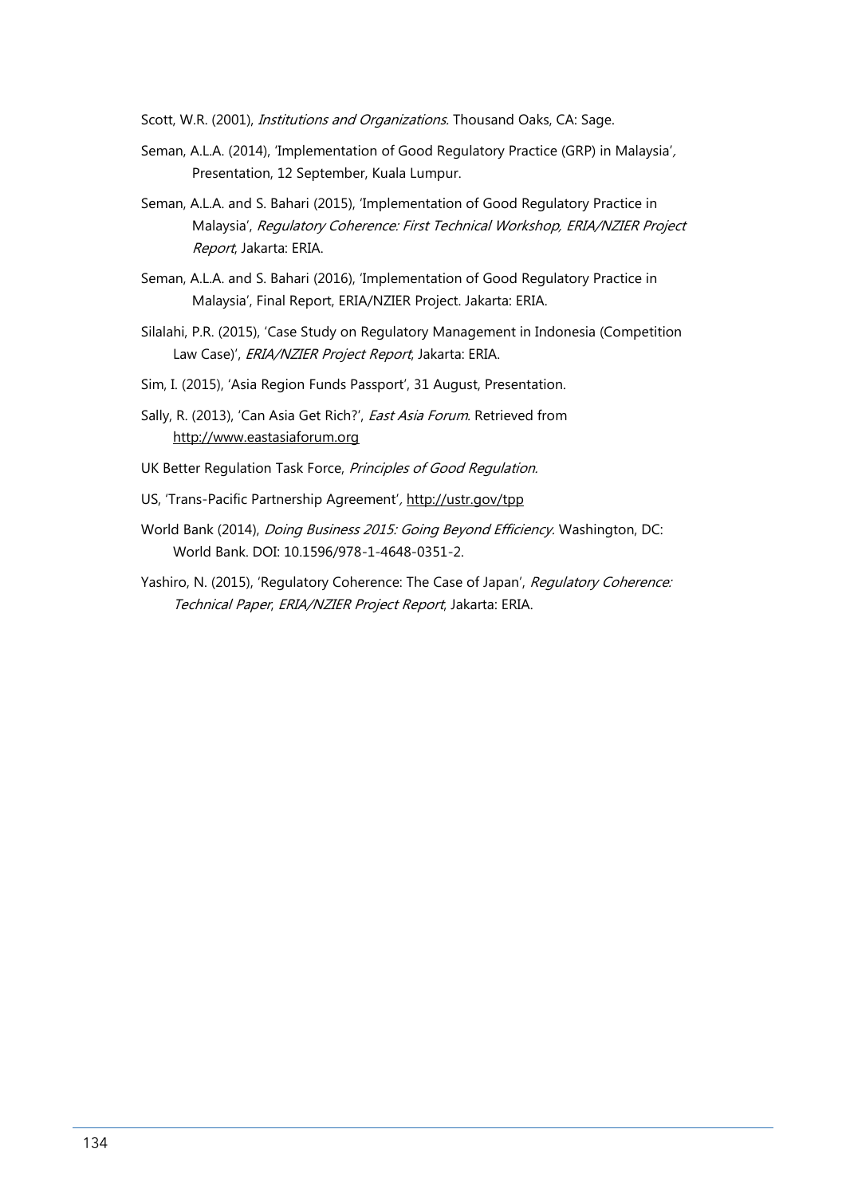Scott, W.R. (2001), *Institutions and Organizations*. Thousand Oaks, CA: Sage.

Seman, A.L.A. (2014), 'Implementation of Good Regulatory Practice (GRP) in Malaysia', Presentation, 12 September, Kuala Lumpur.

Seman, A.L.A. and S. Bahari (2015), 'Implementation of Good Regulatory Practice in Malaysia', *Regulatory Coherence: First Technical Workshop, ERIA/NZIER Project Report*, Jakarta: ERIA.

Seman, A.L.A. and S. Bahari (2016), 'Implementation of Good Regulatory Practice in Malaysia', Final Report, ERIA/NZIER Project. Jakarta: ERIA.

Silalahi, P.R. (2015), 'Case Study on Regulatory Management in Indonesia (Competition Law Case)', *ERIA/NZIER Project Report*, Jakarta: ERIA.

Sim, I. (2015), 'Asia Region Funds Passport', 31 August, Presentation.

Sally, R. (2013), 'Can Asia Get Rich?', *East Asia Forum*. Retrieved from http://www.eastasiaforum.org

UK Better Regulation Task Force, *Principles of Good Regulation*.

US, 'Trans-Pacific Partnership Agreement', http://ustr.gov/tpp

World Bank (2014), *Doing Business 2015: Going Beyond Efficiency*. Washington, DC: World Bank. DOI: 10.1596/978-1-4648-0351-2.

Yashiro, N. (2015), 'Regulatory Coherence: The Case of Japan', *Regulatory Coherence: Technical Paper*, *ERIA/NZIER Project Report*, Jakarta: ERIA.